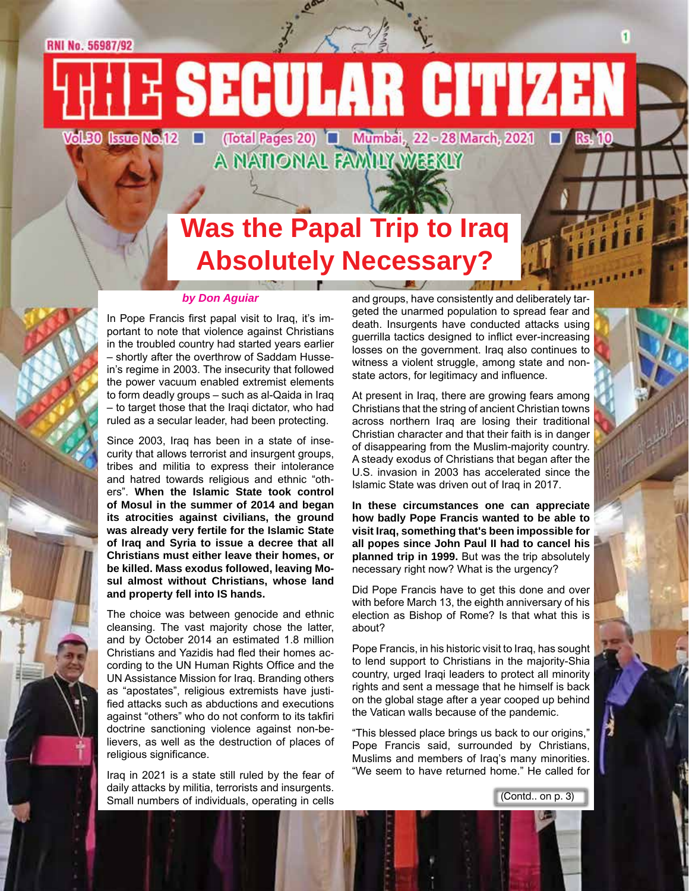RNI No. 56987/92

# THE SECULAR CITIZEN

Vol.30 Issue No.12 ■ (Total Pages 20) ■ Mumbai, 22 - 28 March, 2021 ■ Rs. 10

A NATIONAL FAMILY WEEKLY

## Was the Papal Trip to Iraq Absolutely Necessary?

***by Don Aguiar***

In Pope Francis first papal visit to Iraq, it's important to note that violence against Christians in the troubled country had started years earlier – shortly after the overthrow of Saddam Hussein's regime in 2003. The insecurity that followed the power vacuum enabled extremist elements to form deadly groups – such as al-Qaida in Iraq – to target those that the Iraqi dictator, who had ruled as a secular leader, had been protecting.

Since 2003, Iraq has been in a state of insecurity that allows terrorist and insurgent groups, tribes and militia to express their intolerance and hatred towards religious and ethnic "others". **When the Islamic State took control of Mosul in the summer of 2014 and began its atrocities against civilians, the ground was already very fertile for the Islamic State of Iraq and Syria to issue a decree that all Christians must either leave their homes, or be killed. Mass exodus followed, leaving Mosul almost without Christians, whose land and property fell into IS hands.**

The choice was between genocide and ethnic cleansing. The vast majority chose the latter, and by October 2014 an estimated 1.8 million Christians and Yazidis had fled their homes according to the UN Human Rights Office and the UN Assistance Mission for Iraq. Branding others as "apostates", religious extremists have justified attacks such as abductions and executions against "others" who do not conform to its takfiri doctrine sanctioning violence against non-believers, as well as the destruction of places of religious significance.

Iraq in 2021 is a state still ruled by the fear of daily attacks by militia, terrorists and insurgents. Small numbers of individuals, operating in cells and groups, have consistently and deliberately targeted the unarmed population to spread fear and death. Insurgents have conducted attacks using guerrilla tactics designed to inflict ever-increasing losses on the government. Iraq also continues to witness a violent struggle, among state and non-state actors, for legitimacy and influence.

At present in Iraq, there are growing fears among Christians that the string of ancient Christian towns across northern Iraq are losing their traditional Christian character and that their faith is in danger of disappearing from the Muslim-majority country. A steady exodus of Christians that began after the U.S. invasion in 2003 has accelerated since the Islamic State was driven out of Iraq in 2017.

**In these circumstances one can appreciate how badly Pope Francis wanted to be able to visit Iraq, something that's been impossible for all popes since John Paul II had to cancel his planned trip in 1999.** But was the trip absolutely necessary right now? What is the urgency?

Did Pope Francis have to get this done and over with before March 13, the eighth anniversary of his election as Bishop of Rome? Is that what this is about?

Pope Francis, in his historic visit to Iraq, has sought to lend support to Christians in the majority-Shia country, urged Iraqi leaders to protect all minority rights and sent a message that he himself is back on the global stage after a year cooped up behind the Vatican walls because of the pandemic.

"This blessed place brings us back to our origins," Pope Francis said, surrounded by Christians, Muslims and members of Iraq's many minorities. "We seem to have returned home." He called for

(Contd.. on p. 3)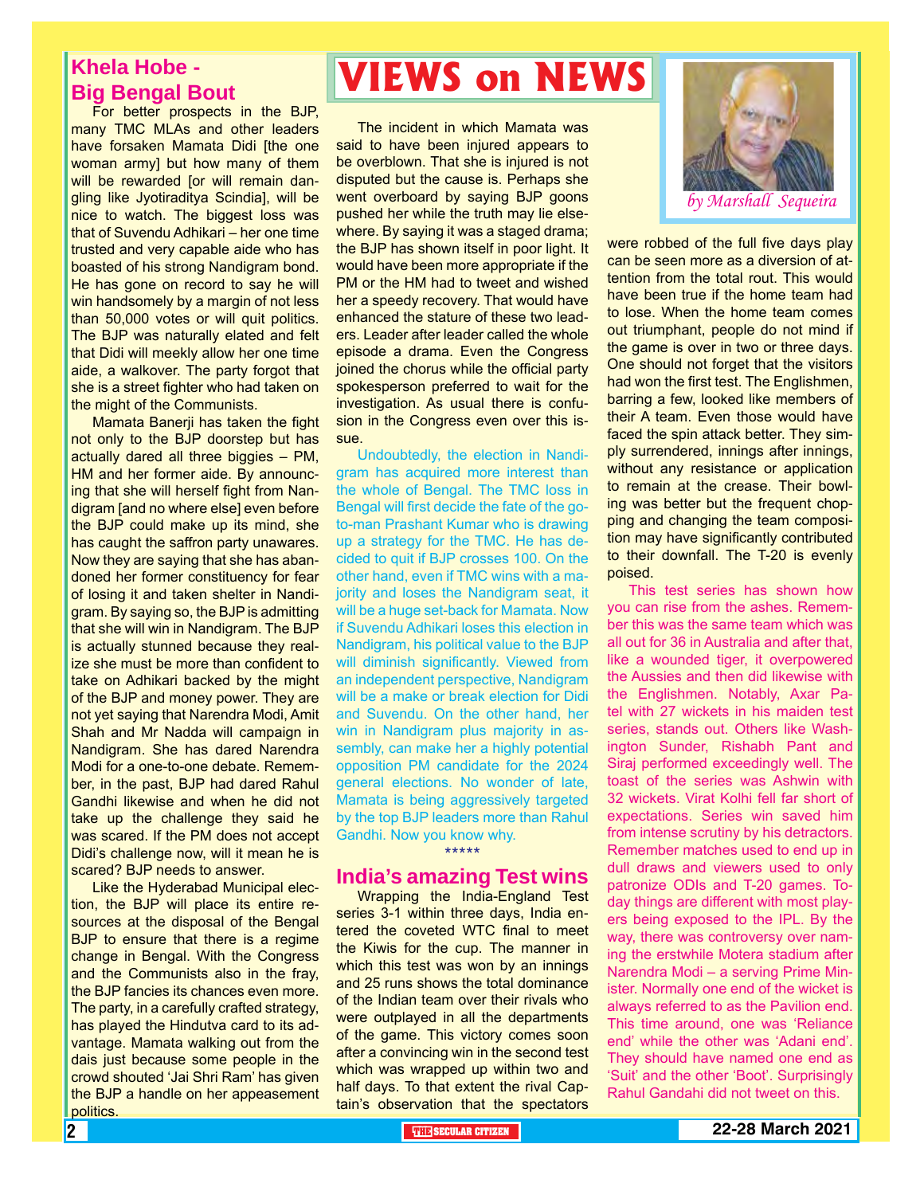# VIEWS on NEWS

*by Marshall Sequeira*

## Khela Hobe - Big Bengal Bout

For better prospects in the BJP, many TMC MLAs and other leaders have forsaken Mamata Didi [the one woman army] but how many of them will be rewarded [or will remain dangling like Jyotiraditya Scindia], will be nice to watch. The biggest loss was that of Suvendu Adhikari – her one time trusted and very capable aide who has boasted of his strong Nandigram bond. He has gone on record to say he will win handsomely by a margin of not less than 50,000 votes or will quit politics. The BJP was naturally elated and felt that Didi will meekly allow her one time aide, a walkover. The party forgot that she is a street fighter who had taken on the might of the Communists.

Mamata Banerji has taken the fight not only to the BJP doorstep but has actually dared all three biggies – PM, HM and her former aide. By announcing that she will herself fight from Nandigram [and no where else] even before the BJP could make up its mind, she has caught the saffron party unawares. Now they are saying that she has abandoned her former constituency for fear of losing it and taken shelter in Nandigram. By saying so, the BJP is admitting that she will win in Nandigram. The BJP is actually stunned because they realize she must be more than confident to take on Adhikari backed by the might of the BJP and money power. They are not yet saying that Narendra Modi, Amit Shah and Mr Nadda will campaign in Nandigram. She has dared Narendra Modi for a one-to-one debate. Remember, in the past, BJP had dared Rahul Gandhi likewise and when he did not take up the challenge they said he was scared. If the PM does not accept Didi's challenge now, will it mean he is scared? BJP needs to answer.

Like the Hyderabad Municipal election, the BJP will place its entire resources at the disposal of the Bengal BJP to ensure that there is a regime change in Bengal. With the Congress and the Communists also in the fray, the BJP fancies its chances even more. The party, in a carefully crafted strategy, has played the Hindutva card to its advantage. Mamata walking out from the dais just because some people in the crowd shouted 'Jai Shri Ram' has given the BJP a handle on her appeasement politics.

The incident in which Mamata was said to have been injured appears to be overblown. That she is injured is not disputed but the cause is. Perhaps she went overboard by saying BJP goons pushed her while the truth may lie elsewhere. By saying it was a staged drama; the BJP has shown itself in poor light. It would have been more appropriate if the PM or the HM had to tweet and wished her a speedy recovery. That would have enhanced the stature of these two leaders. Leader after leader called the whole episode a drama. Even the Congress joined the chorus while the official party spokesperson preferred to wait for the investigation. As usual there is confusion in the Congress even over this issue.

Undoubtedly, the election in Nandigram has acquired more interest than the whole of Bengal. The TMC loss in Bengal will first decide the fate of the go-to-man Prashant Kumar who is drawing up a strategy for the TMC. He has decided to quit if BJP crosses 100. On the other hand, even if TMC wins with a majority and loses the Nandigram seat, it will be a huge set-back for Mamata. Now if Suvendu Adhikari loses this election in Nandigram, his political value to the BJP will diminish significantly. Viewed from an independent perspective, Nandigram will be a make or break election for Didi and Suvendu. On the other hand, her win in Nandigram plus majority in assembly, can make her a highly potential opposition PM candidate for the 2024 general elections. No wonder of late, Mamata is being aggressively targeted by the top BJP leaders more than Rahul Gandhi. Now you know why.

*****

## India's amazing Test wins

Wrapping the India-England Test series 3-1 within three days, India entered the coveted WTC final to meet the Kiwis for the cup. The manner in which this test was won by an innings and 25 runs shows the total dominance of the Indian team over their rivals who were outplayed in all the departments of the game. This victory comes soon after a convincing win in the second test which was wrapped up within two and half days. To that extent the rival Captain's observation that the spectators were robbed of the full five days play can be seen more as a diversion of attention from the total rout. This would have been true if the home team had to lose. When the home team comes out triumphant, people do not mind if the game is over in two or three days. One should not forget that the visitors had won the first test. The Englishmen, barring a few, looked like members of their A team. Even those would have faced the spin attack better. They simply surrendered, innings after innings, without any resistance or application to remain at the crease. Their bowling was better but the frequent chopping and changing the team composition may have significantly contributed to their downfall. The T-20 is evenly poised.

This test series has shown how you can rise from the ashes. Remember this was the same team which was all out for 36 in Australia and after that, like a wounded tiger, it overpowered the Aussies and then did likewise with the Englishmen. Notably, Axar Patel with 27 wickets in his maiden test series, stands out. Others like Washington Sunder, Rishabh Pant and Siraj performed exceedingly well. The toast of the series was Ashwin with 32 wickets. Virat Kolhi fell far short of expectations. Series win saved him from intense scrutiny by his detractors. Remember matches used to end up in dull draws and viewers used to only patronize ODIs and T-20 games. Today things are different with most players being exposed to the IPL. By the way, there was controversy over naming the erstwhile Motera stadium after Narendra Modi – a serving Prime Minister. Normally one end of the wicket is always referred to as the Pavilion end. This time around, one was 'Reliance end' while the other was 'Adani end'. They should have named one end as 'Suit' and the other 'Boot'. Surprisingly Rahul Gandahi did not tweet on this.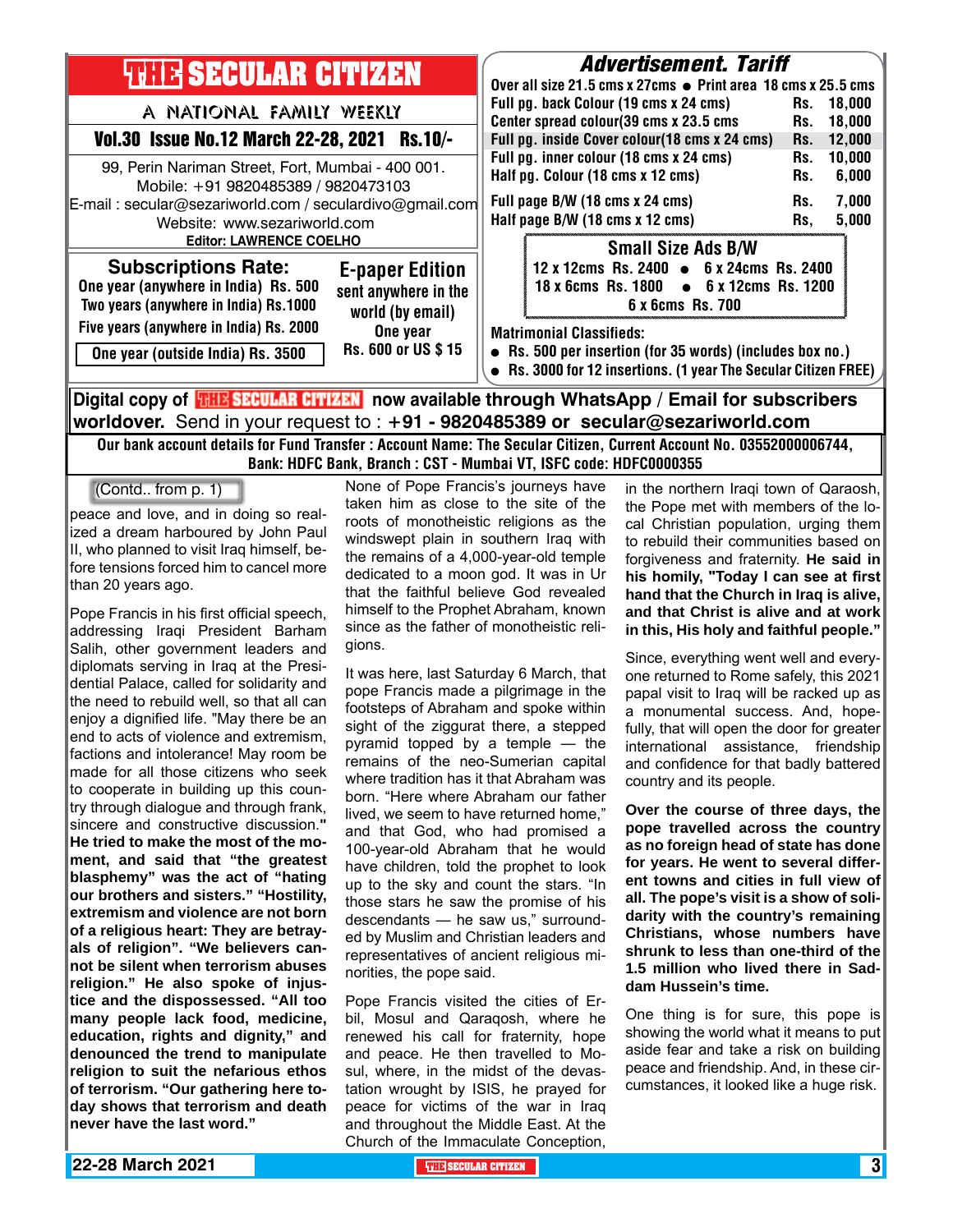# THE SECULAR CITIZEN

A NATIONAL FAMILY WEEKLY

**Vol.30 Issue No.12 March 22-28, 2021 Rs.10/-**

99, Perin Nariman Street, Fort, Mumbai - 400 001.
Mobile: +91 9820485389 / 9820473103
E-mail : secular@sezariworld.com / seculardivo@gmail.com
Website: www.sezariworld.com
**Editor: LAWRENCE COELHO**

## Advertisement. Tariff

Over all size 21.5 cms x 27cms ● Print area 18 cms x 25.5 cms

| Item | | Rate |
|---|---|---|
| Full pg. back Colour (19 cms x 24 cms) | Rs. | 18,000 |
| Center spread colour(39 cms x 23.5 cms | Rs. | 18,000 |
| Full pg. inside Cover colour(18 cms x 24 cms) | Rs. | 12,000 |
| Full pg. inner colour (18 cms x 24 cms) | Rs. | 10,000 |
| Half pg. Colour (18 cms x 12 cms) | Rs. | 6,000 |
| Full page B/W (18 cms x 24 cms) | Rs. | 7,000 |
| Half page B/W (18 cms x 12 cms) | Rs, | 5,000 |

**Small Size Ads B/W**

12 x 12cms Rs. 2400 ● 6 x 24cms Rs. 2400
18 x 6cms Rs. 1800 ● 6 x 12cms Rs. 1200
6 x 6cms Rs. 700

**Subscriptions Rate:**

One year (anywhere in India) Rs. 500
Two years (anywhere in India) Rs.1000
Five years (anywhere in India) Rs. 2000
One year (outside India) Rs. 3500

**E-paper Edition**

sent anywhere in the world (by email)
One year
Rs. 600 or US $ 15

**Matrimonial Classifieds:**

- Rs. 500 per insertion (for 35 words) (includes box no.)
- Rs. 3000 for 12 insertions. (1 year The Secular Citizen FREE)

**Digital copy of THE SECULAR CITIZEN now available through WhatsApp / Email for subscribers worldover.** Send in your request to : **+91 - 9820485389 or secular@sezariworld.com**

**Our bank account details for Fund Transfer : Account Name: The Secular Citizen, Current Account No. 03552000006744, Bank: HDFC Bank, Branch : CST - Mumbai VT, ISFC code: HDFC0000355**

(Contd.. from p. 1)

peace and love, and in doing so realized a dream harboured by John Paul II, who planned to visit Iraq himself, before tensions forced him to cancel more than 20 years ago.

Pope Francis in his first official speech, addressing Iraqi President Barham Salih, other government leaders and diplomats serving in Iraq at the Presidential Palace, called for solidarity and the need to rebuild well, so that all can enjoy a dignified life. "May there be an end to acts of violence and extremism, factions and intolerance! May room be made for all those citizens who seek to cooperate in building up this country through dialogue and through frank, sincere and constructive discussion." **He tried to make the most of the moment, and said that "the greatest blasphemy" was the act of "hating our brothers and sisters." "Hostility, extremism and violence are not born of a religious heart: They are betrayals of religion". "We believers cannot be silent when terrorism abuses religion." He also spoke of injustice and the dispossessed. "All too many people lack food, medicine, education, rights and dignity," and denounced the trend to manipulate religion to suit the nefarious ethos of terrorism. "Our gathering here today shows that terrorism and death never have the last word."**

None of Pope Francis's journeys have taken him as close to the site of the roots of monotheistic religions as the windswept plain in southern Iraq with the remains of a 4,000-year-old temple dedicated to a moon god. It was in Ur that the faithful believe God revealed himself to the Prophet Abraham, known since as the father of monotheistic religions.

It was here, last Saturday 6 March, that pope Francis made a pilgrimage in the footsteps of Abraham and spoke within sight of the ziggurat there, a stepped pyramid topped by a temple — the remains of the neo-Sumerian capital where tradition has it that Abraham was born. "Here where Abraham our father lived, we seem to have returned home," and that God, who had promised a 100-year-old Abraham that he would have children, told the prophet to look up to the sky and count the stars. "In those stars he saw the promise of his descendants — he saw us," surrounded by Muslim and Christian leaders and representatives of ancient religious minorities, the pope said.

Pope Francis visited the cities of Erbil, Mosul and Qaraqosh, where he renewed his call for fraternity, hope and peace. He then travelled to Mosul, where, in the midst of the devastation wrought by ISIS, he prayed for peace for victims of the war in Iraq and throughout the Middle East. At the Church of the Immaculate Conception, in the northern Iraqi town of Qaraosh, the Pope met with members of the local Christian population, urging them to rebuild their communities based on forgiveness and fraternity. **He said in his homily, "Today I can see at first hand that the Church in Iraq is alive, and that Christ is alive and at work in this, His holy and faithful people."**

Since, everything went well and everyone returned to Rome safely, this 2021 papal visit to Iraq will be racked up as a monumental success. And, hopefully, that will open the door for greater international assistance, friendship and confidence for that badly battered country and its people.

**Over the course of three days, the pope travelled across the country as no foreign head of state has done for years. He went to several different towns and cities in full view of all. The pope's visit is a show of solidarity with the country's remaining Christians, whose numbers have shrunk to less than one-third of the 1.5 million who lived there in Saddam Hussein's time.**

One thing is for sure, this pope is showing the world what it means to put aside fear and take a risk on building peace and friendship. And, in these circumstances, it looked like a huge risk.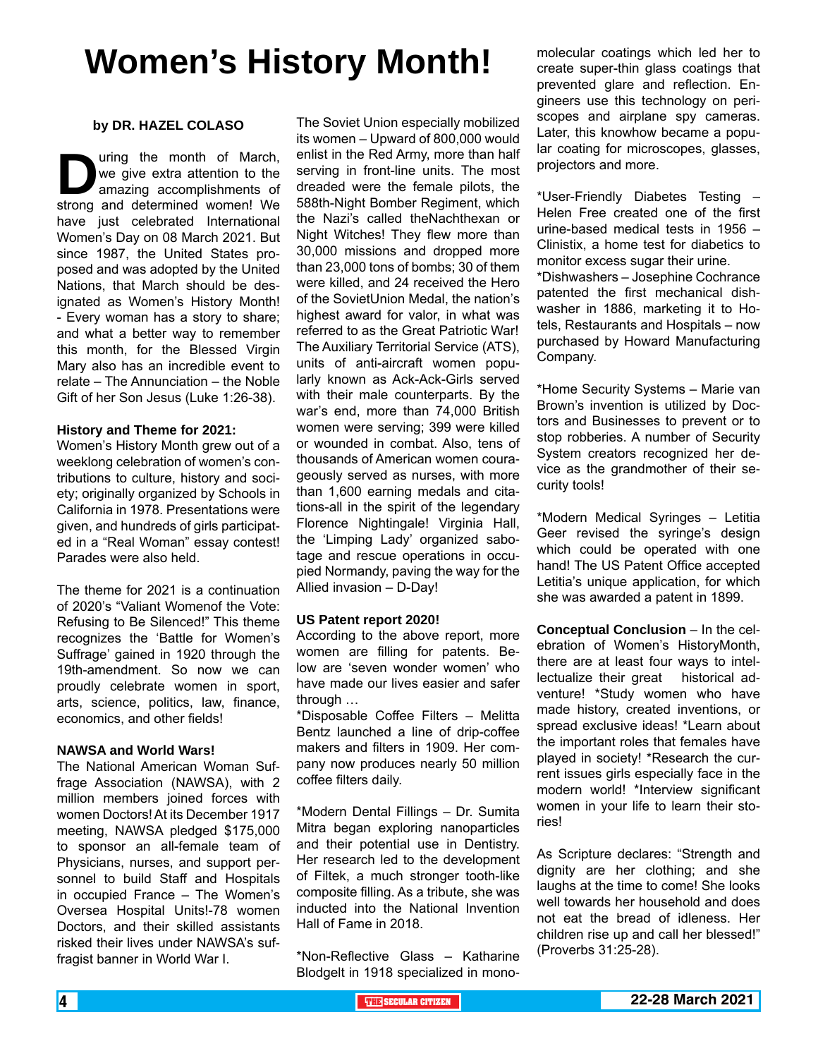# Women's History Month!

**by DR. HAZEL COLASO**

During the month of March, we give extra attention to the amazing accomplishments of strong and determined women! We have just celebrated International Women's Day on 08 March 2021. But since 1987, the United States proposed and was adopted by the United Nations, that March should be designated as Women's History Month! - Every woman has a story to share; and what a better way to remember this month, for the Blessed Virgin Mary also has an incredible event to relate – The Annunciation – the Noble Gift of her Son Jesus (Luke 1:26-38).

**History and Theme for 2021:**
Women's History Month grew out of a weeklong celebration of women's contributions to culture, history and society; originally organized by Schools in California in 1978. Presentations were given, and hundreds of girls participated in a "Real Woman" essay contest! Parades were also held.

The theme for 2021 is a continuation of 2020's "Valiant Womenof the Vote: Refusing to Be Silenced!" This theme recognizes the 'Battle for Women's Suffrage' gained in 1920 through the 19th-amendment. So now we can proudly celebrate women in sport, arts, science, politics, law, finance, economics, and other fields!

**NAWSA and World Wars!**
The National American Woman Suffrage Association (NAWSA), with 2 million members joined forces with women Doctors! At its December 1917 meeting, NAWSA pledged $175,000 to sponsor an all-female team of Physicians, nurses, and support personnel to build Staff and Hospitals in occupied France – The Women's Oversea Hospital Units!-78 women Doctors, and their skilled assistants risked their lives under NAWSA's suffragist banner in World War I.

The Soviet Union especially mobilized its women – Upward of 800,000 would enlist in the Red Army, more than half serving in front-line units. The most dreaded were the female pilots, the 588th-Night Bomber Regiment, which the Nazi's called theNachthexan or Night Witches! They flew more than 30,000 missions and dropped more than 23,000 tons of bombs; 30 of them were killed, and 24 received the Hero of the SovietUnion Medal, the nation's highest award for valor, in what was referred to as the Great Patriotic War! The Auxiliary Territorial Service (ATS), units of anti-aircraft women popularly known as Ack-Ack-Girls served with their male counterparts. By the war's end, more than 74,000 British women were serving; 399 were killed or wounded in combat. Also, tens of thousands of American women courageously served as nurses, with more than 1,600 earning medals and citations-all in the spirit of the legendary Florence Nightingale! Virginia Hall, the 'Limping Lady' organized sabotage and rescue operations in occupied Normandy, paving the way for the Allied invasion – D-Day!

**US Patent report 2020!**
According to the above report, more women are filling for patents. Below are 'seven wonder women' who have made our lives easier and safer through …

*Disposable Coffee Filters – Melitta Bentz launched a line of drip-coffee makers and filters in 1909. Her company now produces nearly 50 million coffee filters daily.

*Modern Dental Fillings – Dr. Sumita Mitra began exploring nanoparticles and their potential use in Dentistry. Her research led to the development of Filtek, a much stronger tooth-like composite filling. As a tribute, she was inducted into the National Invention Hall of Fame in 2018.

*Non-Reflective Glass – Katharine Blodgelt in 1918 specialized in molecular coatings which led her to create super-thin glass coatings that prevented glare and reflection. Engineers use this technology on periscopes and airplane spy cameras. Later, this knowhow became a popular coating for microscopes, glasses, projectors and more.

*User-Friendly Diabetes Testing – Helen Free created one of the first urine-based medical tests in 1956 – Clinistix, a home test for diabetics to monitor excess sugar their urine.

*Dishwashers – Josephine Cochrance patented the first mechanical dishwasher in 1886, marketing it to Hotels, Restaurants and Hospitals – now purchased by Howard Manufacturing Company.

*Home Security Systems – Marie van Brown's invention is utilized by Doctors and Businesses to prevent or to stop robberies. A number of Security System creators recognized her device as the grandmother of their security tools!

*Modern Medical Syringes – Letitia Geer revised the syringe's design which could be operated with one hand! The US Patent Office accepted Letitia's unique application, for which she was awarded a patent in 1899.

**Conceptual Conclusion** – In the celebration of Women's HistoryMonth, there are at least four ways to intellectualize their great historical adventure! *Study women who have made history, created inventions, or spread exclusive ideas! *Learn about the important roles that females have played in society! *Research the current issues girls especially face in the modern world! *Interview significant women in your life to learn their stories!

As Scripture declares: "Strength and dignity are her clothing; and she laughs at the time to come! She looks well towards her household and does not eat the bread of idleness. Her children rise up and call her blessed!" (Proverbs 31:25-28).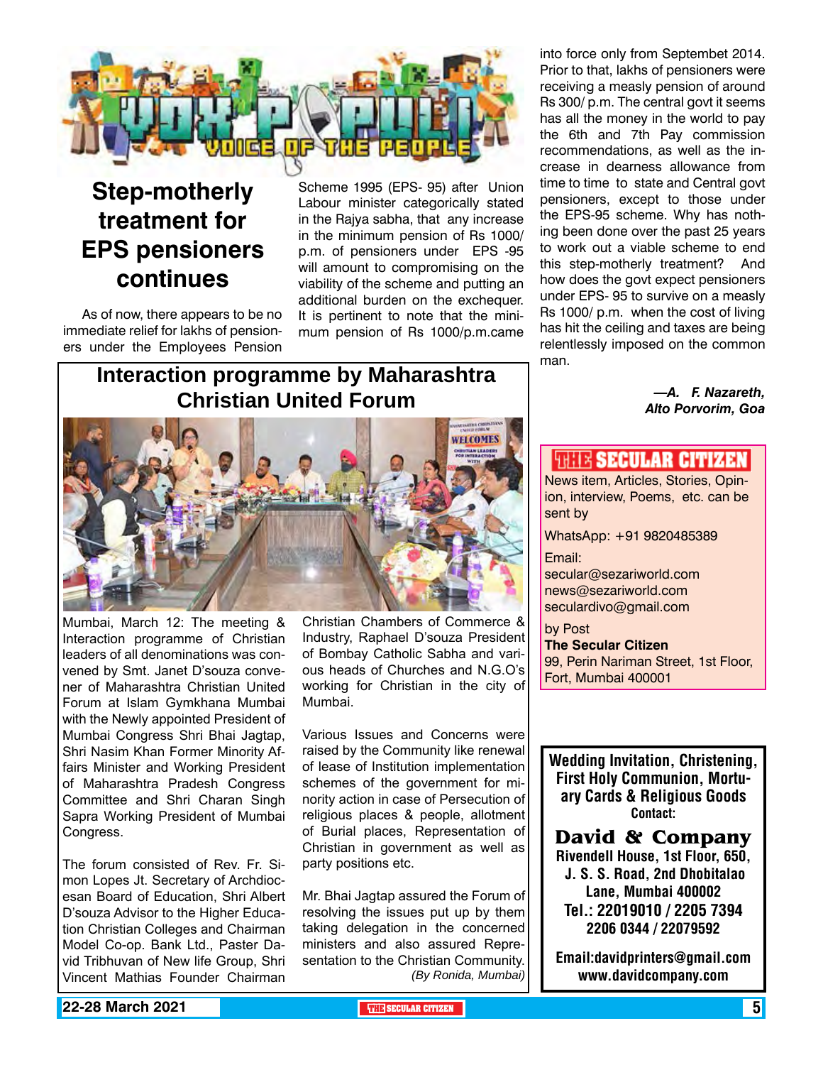# VOX POPULI — VOICE OF THE PEOPLE

## Step-motherly treatment for EPS pensioners continues

As of now, there appears to be no immediate relief for lakhs of pensioners under the Employees Pension Scheme 1995 (EPS- 95) after Union Labour minister categorically stated in the Rajya sabha, that any increase in the minimum pension of Rs 1000/ p.m. of pensioners under EPS -95 will amount to compromising on the viability of the scheme and putting an additional burden on the exchequer. It is pertinent to note that the minimum pension of Rs 1000/p.m.came into force only from Septembet 2014. Prior to that, lakhs of pensioners were receiving a measly pension of around Rs 300/ p.m. The central govt it seems has all the money in the world to pay the 6th and 7th Pay commission recommendations, as well as the increase in dearness allowance from time to time to state and Central govt pensioners, except to those under the EPS-95 scheme. Why has nothing been done over the past 25 years to work out a viable scheme to end this step-motherly treatment? And how does the govt expect pensioners under EPS- 95 to survive on a measly Rs 1000/ p.m. when the cost of living has hit the ceiling and taxes are being relentlessly imposed on the common man.

***—A. F. Nazareth, Alto Porvorim, Goa***

## Interaction programme by Maharashtra Christian United Forum

Mumbai, March 12: The meeting & Interaction programme of Christian leaders of all denominations was convened by Smt. Janet D'souza convener of Maharashtra Christian United Forum at Islam Gymkhana Mumbai with the Newly appointed President of Mumbai Congress Shri Bhai Jagtap, Shri Nasim Khan Former Minority Affairs Minister and Working President of Maharashtra Pradesh Congress Committee and Shri Charan Singh Sapra Working President of Mumbai Congress.

The forum consisted of Rev. Fr. Simon Lopes Jt. Secretary of Archdiocesan Board of Education, Shri Albert D'souza Advisor to the Higher Education Christian Colleges and Chairman Model Co-op. Bank Ltd., Paster David Tribhuvan of New life Group, Shri Vincent Mathias Founder Chairman Christian Chambers of Commerce & Industry, Raphael D'souza President of Bombay Catholic Sabha and various heads of Churches and N.G.O's working for Christian in the city of Mumbai.

Various Issues and Concerns were raised by the Community like renewal of lease of Institution implementation schemes of the government for minority action in case of Persecution of religious places & people, allotment of Burial places, Representation of Christian in government as well as party positions etc.

Mr. Bhai Jagtap assured the Forum of resolving the issues put up by them taking delegation in the concerned ministers and also assured Representation to the Christian Community.

*(By Ronida, Mumbai)*

---

**THE SECULAR CITIZEN**

News item, Articles, Stories, Opinion, interview, Poems, etc. can be sent by

WhatsApp: +91 9820485389

Email:
secular@sezariworld.com
news@sezariworld.com
seculardivo@gmail.com

by Post
**The Secular Citizen**
99, Perin Nariman Street, 1st Floor, Fort, Mumbai 400001

---

**Wedding Invitation, Christening, First Holy Communion, Mortuary Cards & Religious Goods**
**Contact:**

**David & Company**
**Rivendell House, 1st Floor, 650, J. S. S. Road, 2nd Dhobitalao Lane, Mumbai 400002**
**Tel.: 22019010 / 2205 7394 2206 0344 / 22079592**

**Email:davidprinters@gmail.com**
**www.davidcompany.com**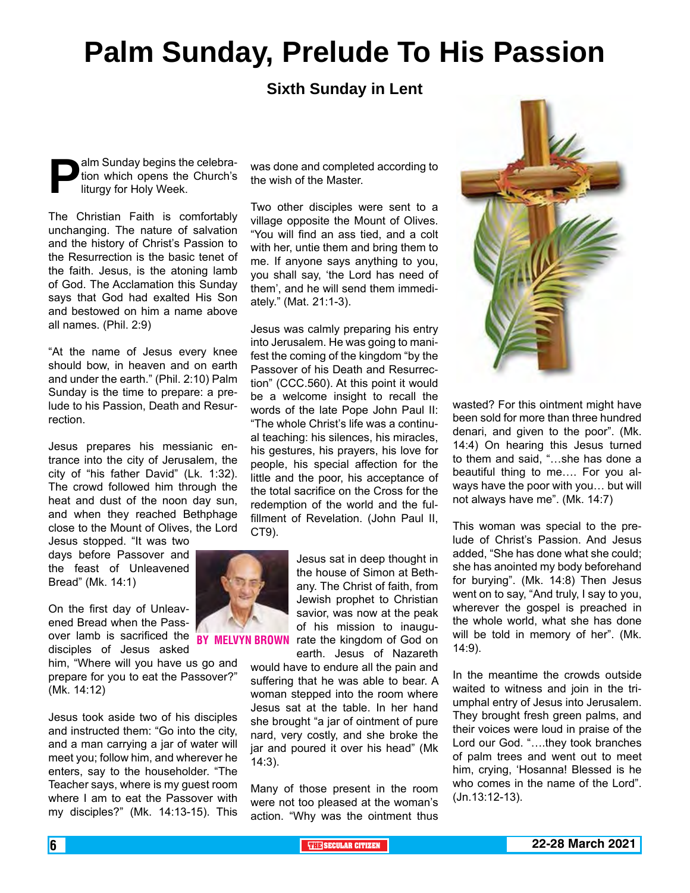# Palm Sunday, Prelude To His Passion

### Sixth Sunday in Lent

**BY MELVYN BROWN**

Palm Sunday begins the celebration which opens the Church's liturgy for Holy Week.

The Christian Faith is comfortably unchanging. The nature of salvation and the history of Christ's Passion to the Resurrection is the basic tenet of the faith. Jesus, is the atoning lamb of God. The Acclamation this Sunday says that God had exalted His Son and bestowed on him a name above all names. (Phil. 2:9)

"At the name of Jesus every knee should bow, in heaven and on earth and under the earth." (Phil. 2:10) Palm Sunday is the time to prepare: a prelude to his Passion, Death and Resurrection.

Jesus prepares his messianic entrance into the city of Jerusalem, the city of "his father David" (Lk. 1:32). The crowd followed him through the heat and dust of the noon day sun, and when they reached Bethphage close to the Mount of Olives, the Lord Jesus stopped. "It was two days before Passover and the feast of Unleavened Bread" (Mk. 14:1)

On the first day of Unleavened Bread when the Passover lamb is sacrificed the disciples of Jesus asked him, "Where will you have us go and prepare for you to eat the Passover?" (Mk. 14:12)

Jesus took aside two of his disciples and instructed them: "Go into the city, and a man carrying a jar of water will meet you; follow him, and wherever he enters, say to the householder. "The Teacher says, where is my guest room where I am to eat the Passover with my disciples?" (Mk. 14:13-15). This was done and completed according to the wish of the Master.

Two other disciples were sent to a village opposite the Mount of Olives. "You will find an ass tied, and a colt with her, untie them and bring them to me. If anyone says anything to you, you shall say, 'the Lord has need of them', and he will send them immediately." (Mat. 21:1-3).

Jesus was calmly preparing his entry into Jerusalem. He was going to manifest the coming of the kingdom "by the Passover of his Death and Resurrection" (CCC.560). At this point it would be a welcome insight to recall the words of the late Pope John Paul II: "The whole Christ's life was a continual teaching: his silences, his miracles, his gestures, his prayers, his love for people, his special affection for the little and the poor, his acceptance of the total sacrifice on the Cross for the redemption of the world and the fulfillment of Revelation. (John Paul II, CT9).

Jesus sat in deep thought in the house of Simon at Bethany. The Christ of faith, from Jewish prophet to Christian savior, was now at the peak of his mission to inaugurate the kingdom of God on earth. Jesus of Nazareth would have to endure all the pain and suffering that he was able to bear. A woman stepped into the room where Jesus sat at the table. In her hand she brought "a jar of ointment of pure nard, very costly, and she broke the jar and poured it over his head" (Mk 14:3).

Many of those present in the room were not too pleased at the woman's action. "Why was the ointment thus wasted? For this ointment might have been sold for more than three hundred denari, and given to the poor". (Mk. 14:4) On hearing this Jesus turned to them and said, "…she has done a beautiful thing to me…. For you always have the poor with you… but will not always have me". (Mk. 14:7)

This woman was special to the prelude of Christ's Passion. And Jesus added, "She has done what she could; she has anointed my body beforehand for burying". (Mk. 14:8) Then Jesus went on to say, "And truly, I say to you, wherever the gospel is preached in the whole world, what she has done will be told in memory of her". (Mk. 14:9).

In the meantime the crowds outside waited to witness and join in the triumphal entry of Jesus into Jerusalem. They brought fresh green palms, and their voices were loud in praise of the Lord our God. "….they took branches of palm trees and went out to meet him, crying, 'Hosanna! Blessed is he who comes in the name of the Lord". (Jn.13:12-13).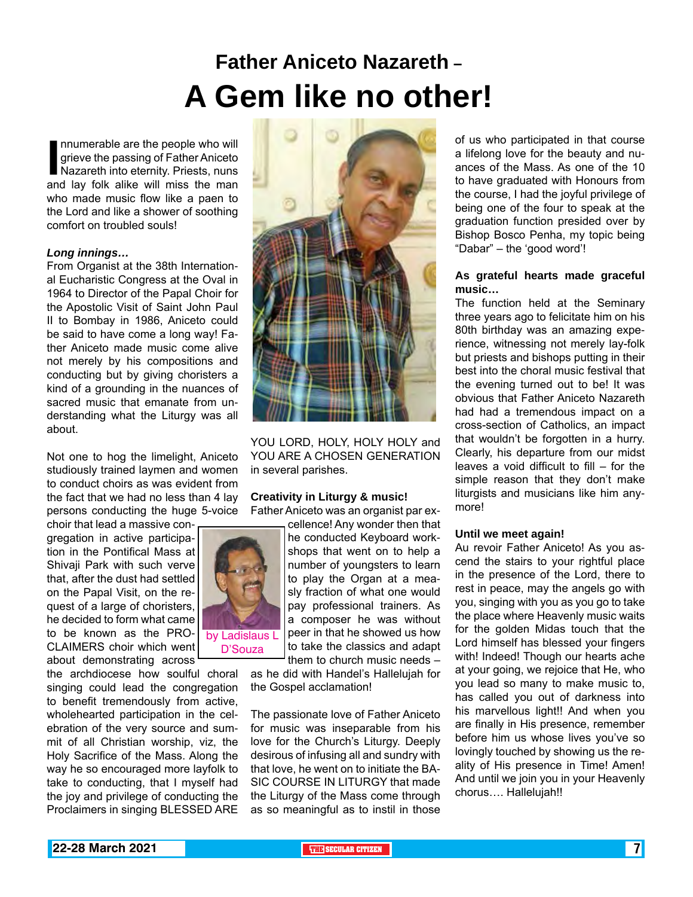# Father Aniceto Nazareth –
# A Gem like no other!

Innumerable are the people who will grieve the passing of Father Aniceto Nazareth into eternity. Priests, nuns and lay folk alike will miss the man who made music flow like a paen to the Lord and like a shower of soothing comfort on troubled souls!

### *Long innings…*

From Organist at the 38th International Eucharistic Congress at the Oval in 1964 to Director of the Papal Choir for the Apostolic Visit of Saint John Paul II to Bombay in 1986, Aniceto could be said to have come a long way! Father Aniceto made music come alive not merely by his compositions and conducting but by giving choristers a kind of a grounding in the nuances of sacred music that emanate from understanding what the Liturgy was all about.

Not one to hog the limelight, Aniceto studiously trained laymen and women to conduct choirs as was evident from the fact that we had no less than 4 lay persons conducting the huge 5-voice choir that lead a massive congregation in active participation in the Pontifical Mass at Shivaji Park with such verve that, after the dust had settled on the Papal Visit, on the request of a large of choristers, he decided to form what came to be known as the PROCLAIMERS choir which went about demonstrating across the archdiocese how soulful choral singing could lead the congregation to benefit tremendously from active, wholehearted participation in the celebration of the very source and summit of all Christian worship, viz, the Holy Sacrifice of the Mass. Along the way he so encouraged more layfolk to take to conducting, that I myself had the joy and privilege of conducting the Proclaimers in singing BLESSED ARE YOU LORD, HOLY, HOLY HOLY and YOU ARE A CHOSEN GENERATION in several parishes.

by Ladislaus L D'Souza

### Creativity in Liturgy & music!

Father Aniceto was an organist par excellence! Any wonder then that he conducted Keyboard workshops that went on to help a number of youngsters to learn to play the Organ at a measly fraction of what one would pay professional trainers. As a composer he was without peer in that he showed us how to take the classics and adapt them to church music needs – as he did with Handel's Hallelujah for the Gospel acclamation!

The passionate love of Father Aniceto for music was inseparable from his love for the Church's Liturgy. Deeply desirous of infusing all and sundry with that love, he went on to initiate the BASIC COURSE IN LITURGY that made the Liturgy of the Mass come through as so meaningful as to instil in those of us who participated in that course a lifelong love for the beauty and nuances of the Mass. As one of the 10 to have graduated with Honours from the course, I had the joyful privilege of being one of the four to speak at the graduation function presided over by Bishop Bosco Penha, my topic being "Dabar" – the 'good word'!

### As grateful hearts made graceful music…

The function held at the Seminary three years ago to felicitate him on his 80th birthday was an amazing experience, witnessing not merely lay-folk but priests and bishops putting in their best into the choral music festival that the evening turned out to be! It was obvious that Father Aniceto Nazareth had had a tremendous impact on a cross-section of Catholics, an impact that wouldn't be forgotten in a hurry. Clearly, his departure from our midst leaves a void difficult to fill – for the simple reason that they don't make liturgists and musicians like him anymore!

### Until we meet again!

Au revoir Father Aniceto! As you ascend the stairs to your rightful place in the presence of the Lord, there to rest in peace, may the angels go with you, singing with you as you go to take the place where Heavenly music waits for the golden Midas touch that the Lord himself has blessed your fingers with! Indeed! Though our hearts ache at your going, we rejoice that He, who you lead so many to make music to, has called you out of darkness into his marvellous light!! And when you are finally in His presence, remember before him us whose lives you've so lovingly touched by showing us the reality of His presence in Time! Amen! And until we join you in your Heavenly chorus…. Hallelujah!!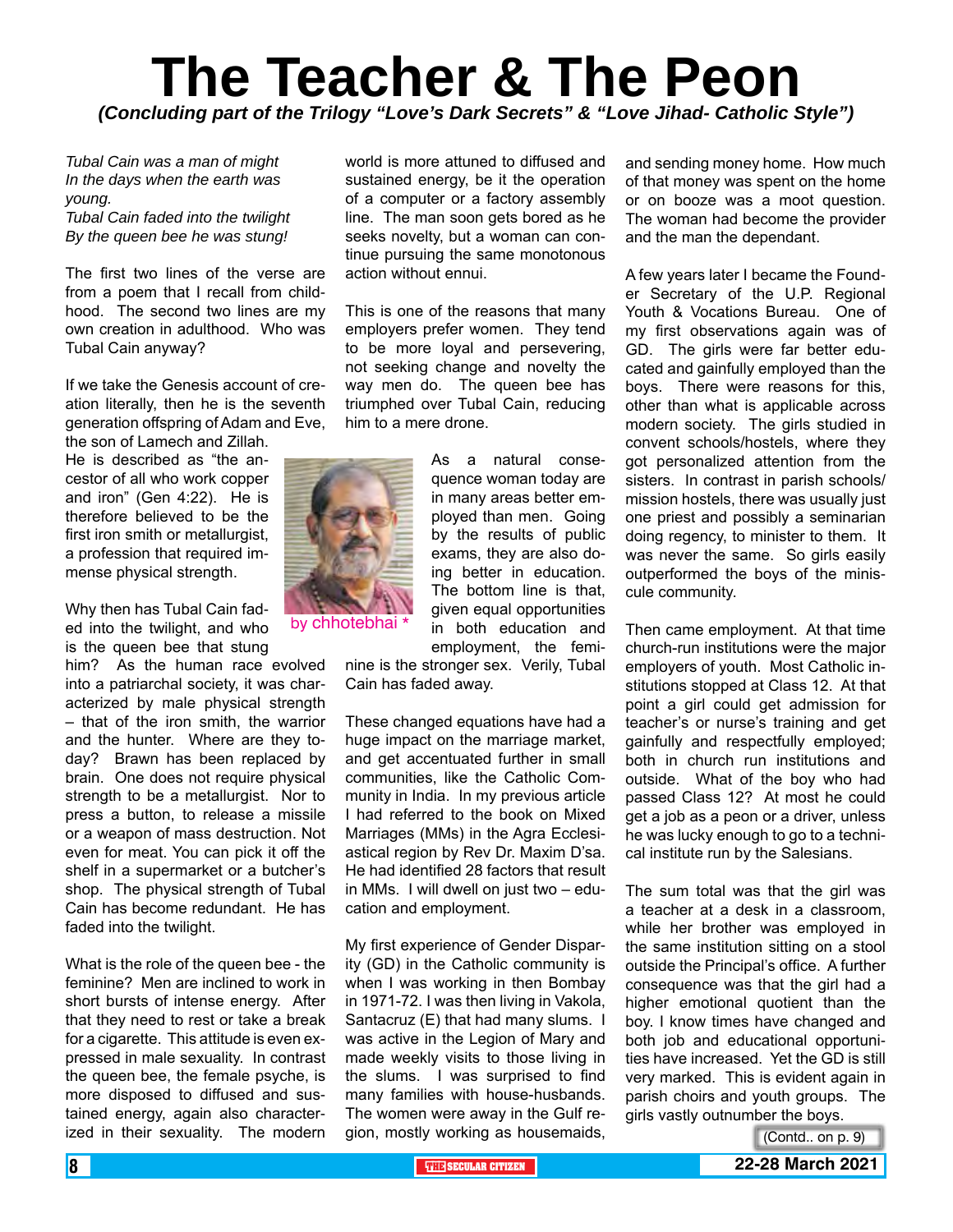# The Teacher & The Peon

***(Concluding part of the Trilogy "Love's Dark Secrets" & "Love Jihad- Catholic Style")***

*Tubal Cain was a man of might*
*In the days when the earth was young.*
*Tubal Cain faded into the twilight*
*By the queen bee he was stung!*

The first two lines of the verse are from a poem that I recall from childhood. The second two lines are my own creation in adulthood. Who was Tubal Cain anyway?

If we take the Genesis account of creation literally, then he is the seventh generation offspring of Adam and Eve, the son of Lamech and Zillah. He is described as "the ancestor of all who work copper and iron" (Gen 4:22). He is therefore believed to be the first iron smith or metallurgist, a profession that required immense physical strength.

by chhotebhai *

Why then has Tubal Cain faded into the twilight, and who is the queen bee that stung him? As the human race evolved into a patriarchal society, it was characterized by male physical strength – that of the iron smith, the warrior and the hunter. Where are they today? Brawn has been replaced by brain. One does not require physical strength to be a metallurgist. Nor to press a button, to release a missile or a weapon of mass destruction. Not even for meat. You can pick it off the shelf in a supermarket or a butcher's shop. The physical strength of Tubal Cain has become redundant. He has faded into the twilight.

What is the role of the queen bee - the feminine? Men are inclined to work in short bursts of intense energy. After that they need to rest or take a break for a cigarette. This attitude is even expressed in male sexuality. In contrast the queen bee, the female psyche, is more disposed to diffused and sustained energy, again also characterized in their sexuality. The modern world is more attuned to diffused and sustained energy, be it the operation of a computer or a factory assembly line. The man soon gets bored as he seeks novelty, but a woman can continue pursuing the same monotonous action without ennui.

This is one of the reasons that many employers prefer women. They tend to be more loyal and persevering, not seeking change and novelty the way men do. The queen bee has triumphed over Tubal Cain, reducing him to a mere drone.

As a natural consequence woman today are in many areas better employed than men. Going by the results of public exams, they are also doing better in education. The bottom line is that, given equal opportunities in both education and employment, the feminine is the stronger sex. Verily, Tubal Cain has faded away.

These changed equations have had a huge impact on the marriage market, and get accentuated further in small communities, like the Catholic Community in India. In my previous article I had referred to the book on Mixed Marriages (MMs) in the Agra Ecclesiastical region by Rev Dr. Maxim D'sa. He had identified 28 factors that result in MMs. I will dwell on just two – education and employment.

My first experience of Gender Disparity (GD) in the Catholic community is when I was working in then Bombay in 1971-72. I was then living in Vakola, Santacruz (E) that had many slums. I was active in the Legion of Mary and made weekly visits to those living in the slums. I was surprised to find many families with house-husbands. The women were away in the Gulf region, mostly working as housemaids, and sending money home. How much of that money was spent on the home or on booze was a moot question. The woman had become the provider and the man the dependant.

A few years later I became the Founder Secretary of the U.P. Regional Youth & Vocations Bureau. One of my first observations again was of GD. The girls were far better educated and gainfully employed than the boys. There were reasons for this, other than what is applicable across modern society. The girls studied in convent schools/hostels, where they got personalized attention from the sisters. In contrast in parish schools/mission hostels, there was usually just one priest and possibly a seminarian doing regency, to minister to them. It was never the same. So girls easily outperformed the boys of the miniscule community.

Then came employment. At that time church-run institutions were the major employers of youth. Most Catholic institutions stopped at Class 12. At that point a girl could get admission for teacher's or nurse's training and get gainfully and respectfully employed; both in church run institutions and outside. What of the boy who had passed Class 12? At most he could get a job as a peon or a driver, unless he was lucky enough to go to a technical institute run by the Salesians.

The sum total was that the girl was a teacher at a desk in a classroom, while her brother was employed in the same institution sitting on a stool outside the Principal's office. A further consequence was that the girl had a higher emotional quotient than the boy. I know times have changed and both job and educational opportunities have increased. Yet the GD is still very marked. This is evident again in parish choirs and youth groups. The girls vastly outnumber the boys.

(Contd.. on p. 9)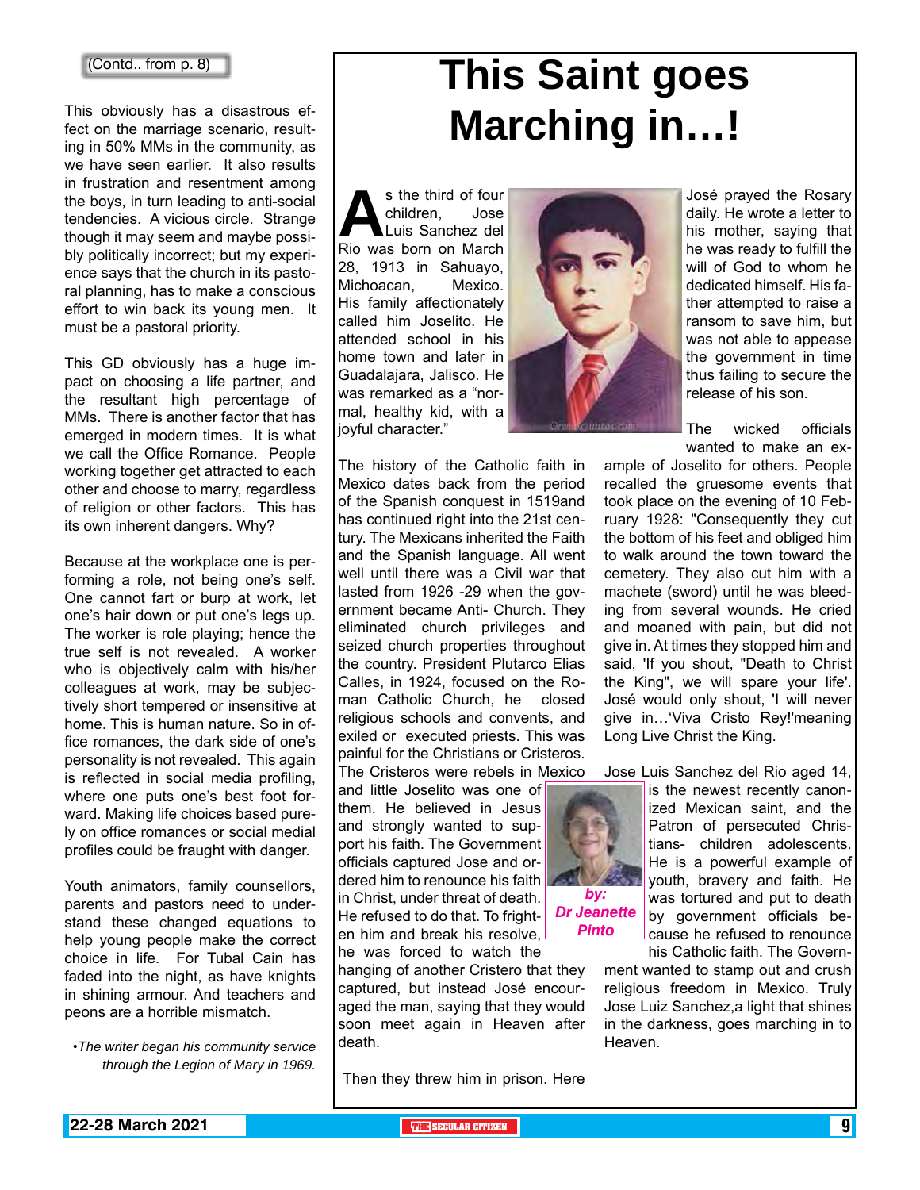(Contd.. from p. 8)

This obviously has a disastrous effect on the marriage scenario, resulting in 50% MMs in the community, as we have seen earlier. It also results in frustration and resentment among the boys, in turn leading to anti-social tendencies. A vicious circle. Strange though it may seem and maybe possibly politically incorrect; but my experience says that the church in its pastoral planning, has to make a conscious effort to win back its young men. It must be a pastoral priority.

This GD obviously has a huge impact on choosing a life partner, and the resultant high percentage of MMs. There is another factor that has emerged in modern times. It is what we call the Office Romance. People working together get attracted to each other and choose to marry, regardless of religion or other factors. This has its own inherent dangers. Why?

Because at the workplace one is performing a role, not being one's self. One cannot fart or burp at work, let one's hair down or put one's legs up. The worker is role playing; hence the true self is not revealed. A worker who is objectively calm with his/her colleagues at work, may be subjectively short tempered or insensitive at home. This is human nature. So in office romances, the dark side of one's personality is not revealed. This again is reflected in social media profiling, where one puts one's best foot forward. Making life choices based purely on office romances or social medial profiles could be fraught with danger.

Youth animators, family counsellors, parents and pastors need to understand these changed equations to help young people make the correct choice in life. For Tubal Cain has faded into the night, as have knights in shining armour. And teachers and peons are a horrible mismatch.

*•The writer began his community service through the Legion of Mary in 1969.*

# This Saint goes Marching in…!

As the third of four children, Jose Luis Sanchez del Rio was born on March 28, 1913 in Sahuayo, Michoacan, Mexico. His family affectionately called him Joselito. He attended school in his home town and later in Guadalajara, Jalisco. He was remarked as a "normal, healthy kid, with a joyful character."

The history of the Catholic faith in Mexico dates back from the period of the Spanish conquest in 1519and has continued right into the 21st century. The Mexicans inherited the Faith and the Spanish language. All went well until there was a Civil war that lasted from 1926 -29 when the government became Anti- Church. They eliminated church privileges and seized church properties throughout the country. President Plutarco Elias Calles, in 1924, focused on the Roman Catholic Church, he closed religious schools and convents, and exiled or executed priests. This was painful for the Christians or Cristeros. The Cristeros were rebels in Mexico and little Joselito was one of them. He believed in Jesus and strongly wanted to support his faith. The Government officials captured Jose and ordered him to renounce his faith in Christ, under threat of death. He refused to do that. To frighten him and break his resolve, he was forced to watch the hanging of another Cristero that they captured, but instead José encouraged the man, saying that they would soon meet again in Heaven after death.

Then they threw him in prison. Here José prayed the Rosary daily. He wrote a letter to his mother, saying that he was ready to fulfill the will of God to whom he dedicated himself. His father attempted to raise a ransom to save him, but was not able to appease the government in time thus failing to secure the release of his son.

The wicked officials wanted to make an example of Joselito for others. People recalled the gruesome events that took place on the evening of 10 February 1928: "Consequently they cut the bottom of his feet and obliged him to walk around the town toward the cemetery. They also cut him with a machete (sword) until he was bleeding from several wounds. He cried and moaned with pain, but did not give in. At times they stopped him and said, 'If you shout, "Death to Christ the King", we will spare your life'. José would only shout, 'I will never give in…'Viva Cristo Rey!'meaning Long Live Christ the King.

Jose Luis Sanchez del Rio aged 14, is the newest recently canonized Mexican saint, and the Patron of persecuted Christians- children adolescents. He is a powerful example of youth, bravery and faith. He was tortured and put to death by government officials because he refused to renounce his Catholic faith. The Government wanted to stamp out and crush religious freedom in Mexico. Truly Jose Luiz Sanchez,a light that shines in the darkness, goes marching in to Heaven.

*by:* ***Dr Jeanette Pinto***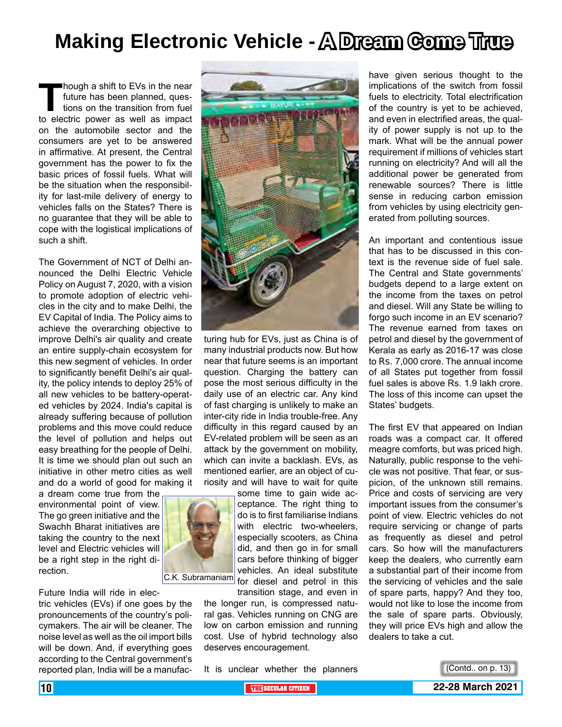# Making Electronic Vehicle - A Dream Come True

Though a shift to EVs in the near future has been planned, questions on the transition from fuel to electric power as well as impact on the automobile sector and the consumers are yet to be answered in affirmative. At present, the Central government has the power to fix the basic prices of fossil fuels. What will be the situation when the responsibility for last-mile delivery of energy to vehicles falls on the States? There is no guarantee that they will be able to cope with the logistical implications of such a shift.

The Government of NCT of Delhi announced the Delhi Electric Vehicle Policy on August 7, 2020, with a vision to promote adoption of electric vehicles in the city and to make Delhi, the EV Capital of India. The Policy aims to achieve the overarching objective to improve Delhi's air quality and create an entire supply-chain ecosystem for this new segment of vehicles. In order to significantly benefit Delhi's air quality, the policy intends to deploy 25% of all new vehicles to be battery-operated vehicles by 2024. India's capital is already suffering because of pollution problems and this move could reduce the level of pollution and helps out easy breathing for the people of Delhi. It is time we should plan out such an initiative in other metro cities as well and do a world of good for making it a dream come true from the environmental point of view. The go green initiative and the Swachh Bharat initiatives are taking the country to the next level and Electric vehicles will be a right step in the right direction.

C.K. Subramaniam

Future India will ride in electric vehicles (EVs) if one goes by the pronouncements of the country's policymakers. The air will be cleaner. The noise level as well as the oil import bills will be down. And, if everything goes according to the Central government's reported plan, India will be a manufacturing hub for EVs, just as China is of many industrial products now. But how near that future seems is an important question. Charging the battery can pose the most serious difficulty in the daily use of an electric car. Any kind of fast charging is unlikely to make an inter-city ride in India trouble-free. Any difficulty in this regard caused by an EV-related problem will be seen as an attack by the government on mobility, which can invite a backlash. EVs, as mentioned earlier, are an object of curiosity and will have to wait for quite some time to gain wide acceptance. The right thing to do is to first familiarise Indians with electric two-wheelers, especially scooters, as China did, and then go in for small cars before thinking of bigger vehicles. An ideal substitute for diesel and petrol in this transition stage, and even in the longer run, is compressed natural gas. Vehicles running on CNG are low on carbon emission and running cost. Use of hybrid technology also deserves encouragement.

It is unclear whether the planners have given serious thought to the implications of the switch from fossil fuels to electricity. Total electrification of the country is yet to be achieved, and even in electrified areas, the quality of power supply is not up to the mark. What will be the annual power requirement if millions of vehicles start running on electricity? And will all the additional power be generated from renewable sources? There is little sense in reducing carbon emission from vehicles by using electricity generated from polluting sources.

An important and contentious issue that has to be discussed in this context is the revenue side of fuel sale. The Central and State governments' budgets depend to a large extent on the income from the taxes on petrol and diesel. Will any State be willing to forgo such income in an EV scenario? The revenue earned from taxes on petrol and diesel by the government of Kerala as early as 2016-17 was close to Rs. 7,000 crore. The annual income of all States put together from fossil fuel sales is above Rs. 1.9 lakh crore. The loss of this income can upset the States' budgets.

The first EV that appeared on Indian roads was a compact car. It offered meagre comforts, but was priced high. Naturally, public response to the vehicle was not positive. That fear, or suspicion, of the unknown still remains. Price and costs of servicing are very important issues from the consumer's point of view. Electric vehicles do not require servicing or change of parts as frequently as diesel and petrol cars. So how will the manufacturers keep the dealers, who currently earn a substantial part of their income from the servicing of vehicles and the sale of spare parts, happy? And they too, would not like to lose the income from the sale of spare parts. Obviously, they will price EVs high and allow the dealers to take a cut.

(Contd.. on p. 13)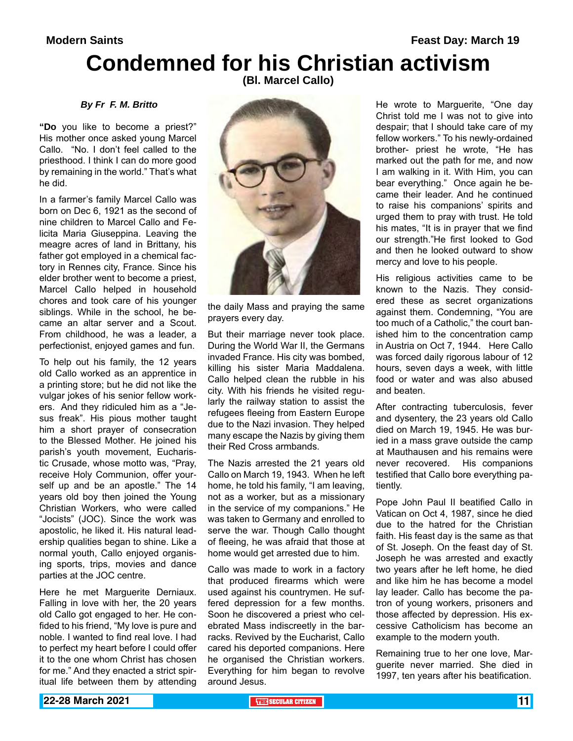Modern Saints

Feast Day: March 19

# Condemned for his Christian activism

**(Bl. Marcel Callo)**

***By Fr F. M. Britto***

**"Do** you like to become a priest?" His mother once asked young Marcel Callo. "No. I don't feel called to the priesthood. I think I can do more good by remaining in the world." That's what he did.

In a farmer's family Marcel Callo was born on Dec 6, 1921 as the second of nine children to Marcel Callo and Felicita Maria Giuseppina. Leaving the meagre acres of land in Brittany, his father got employed in a chemical factory in Rennes city, France. Since his elder brother went to become a priest, Marcel Callo helped in household chores and took care of his younger siblings. While in the school, he became an altar server and a Scout. From childhood, he was a leader, a perfectionist, enjoyed games and fun.

To help out his family, the 12 years old Callo worked as an apprentice in a printing store; but he did not like the vulgar jokes of his senior fellow workers. And they ridiculed him as a "Jesus freak". His pious mother taught him a short prayer of consecration to the Blessed Mother. He joined his parish's youth movement, Eucharistic Crusade, whose motto was, "Pray, receive Holy Communion, offer yourself up and be an apostle." The 14 years old boy then joined the Young Christian Workers, who were called "Jocists" (JOC). Since the work was apostolic, he liked it. His natural leadership qualities began to shine. Like a normal youth, Callo enjoyed organising sports, trips, movies and dance parties at the JOC centre.

Here he met Marguerite Derniaux. Falling in love with her, the 20 years old Callo got engaged to her. He confided to his friend, "My love is pure and noble. I wanted to find real love. I had to perfect my heart before I could offer it to the one whom Christ has chosen for me." And they enacted a strict spiritual life between them by attending the daily Mass and praying the same prayers every day.

But their marriage never took place. During the World War II, the Germans invaded France. His city was bombed, killing his sister Maria Maddalena. Callo helped clean the rubble in his city. With his friends he visited regularly the railway station to assist the refugees fleeing from Eastern Europe due to the Nazi invasion. They helped many escape the Nazis by giving them their Red Cross armbands.

The Nazis arrested the 21 years old Callo on March 19, 1943. When he left home, he told his family, "I am leaving, not as a worker, but as a missionary in the service of my companions." He was taken to Germany and enrolled to serve the war. Though Callo thought of fleeing, he was afraid that those at home would get arrested due to him.

Callo was made to work in a factory that produced firearms which were used against his countrymen. He suffered depression for a few months. Soon he discovered a priest who celebrated Mass indiscreetly in the barracks. Revived by the Eucharist, Callo cared his deported companions. Here he organised the Christian workers. Everything for him began to revolve around Jesus.

He wrote to Marguerite, "One day Christ told me I was not to give into despair; that I should take care of my fellow workers." To his newly-ordained brother- priest he wrote, "He has marked out the path for me, and now I am walking in it. With Him, you can bear everything." Once again he became their leader. And he continued to raise his companions' spirits and urged them to pray with trust. He told his mates, "It is in prayer that we find our strength."He first looked to God and then he looked outward to show mercy and love to his people.

His religious activities came to be known to the Nazis. They considered these as secret organizations against them. Condemning, "You are too much of a Catholic," the court banished him to the concentration camp in Austria on Oct 7, 1944. Here Callo was forced daily rigorous labour of 12 hours, seven days a week, with little food or water and was also abused and beaten.

After contracting tuberculosis, fever and dysentery, the 23 years old Callo died on March 19, 1945. He was buried in a mass grave outside the camp at Mauthausen and his remains were never recovered. His companions testified that Callo bore everything patiently.

Pope John Paul II beatified Callo in Vatican on Oct 4, 1987, since he died due to the hatred for the Christian faith. His feast day is the same as that of St. Joseph. On the feast day of St. Joseph he was arrested and exactly two years after he left home, he died and like him he has become a model lay leader. Callo has become the patron of young workers, prisoners and those affected by depression. His excessive Catholicism has become an example to the modern youth.

Remaining true to her one love, Marguerite never married. She died in 1997, ten years after his beatification.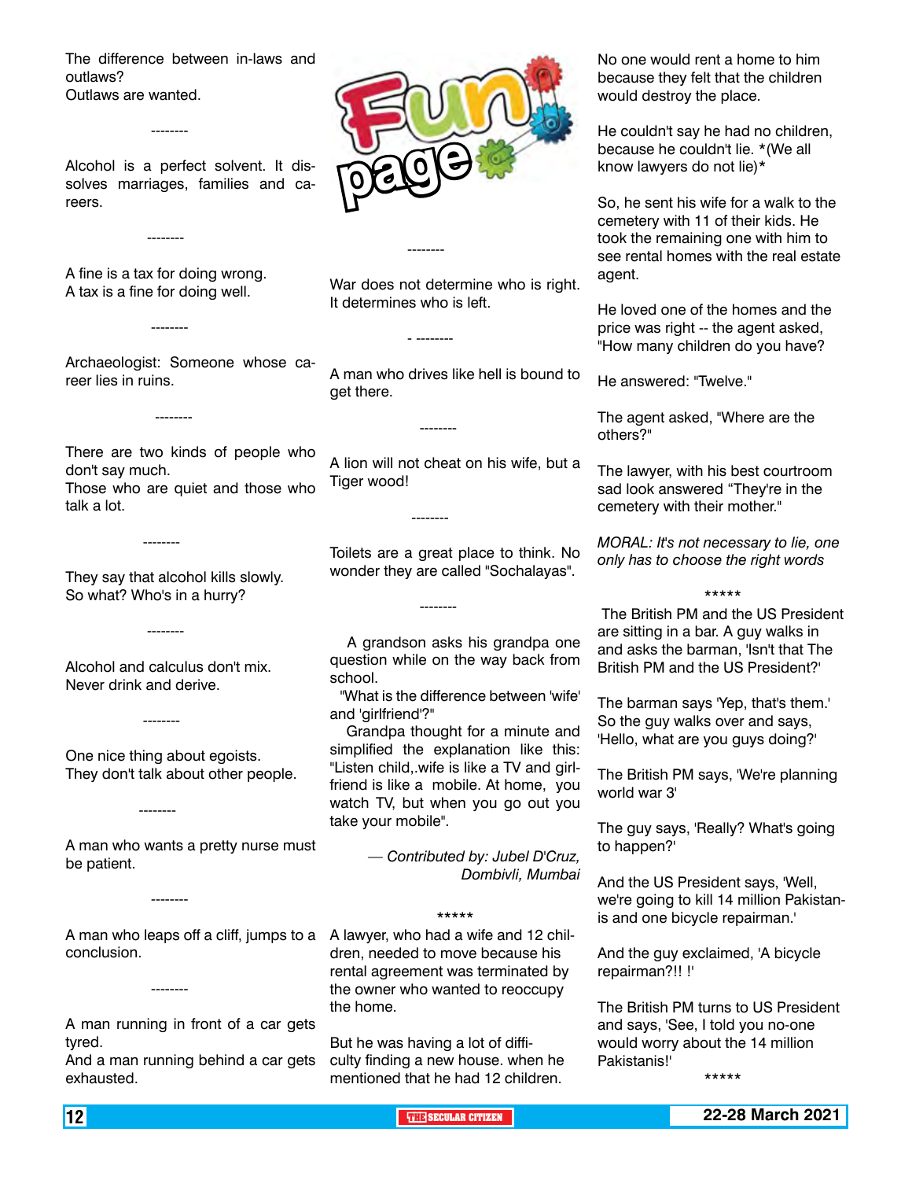# Fun page

The difference between in-laws and outlaws?
Outlaws are wanted.

--------

Alcohol is a perfect solvent. It dissolves marriages, families and careers.

--------

A fine is a tax for doing wrong.
A tax is a fine for doing well.

--------

Archaeologist: Someone whose career lies in ruins.

--------

There are two kinds of people who don't say much.
Those who are quiet and those who talk a lot.

--------

They say that alcohol kills slowly.
So what? Who's in a hurry?

--------

Alcohol and calculus don't mix.
Never drink and derive.

--------

One nice thing about egoists.
They don't talk about other people.

--------

A man who wants a pretty nurse must be patient.

--------

A man who leaps off a cliff, jumps to a conclusion.

--------

A man running in front of a car gets tyred.
And a man running behind a car gets exhausted.

--------

War does not determine who is right.
It determines who is left.

- --------

A man who drives like hell is bound to get there.

--------

A lion will not cheat on his wife, but a Tiger wood!

--------

Toilets are a great place to think. No wonder they are called "Sochalayas".

--------

A grandson asks his grandpa one question while on the way back from school.

"What is the difference between 'wife' and 'girlfriend'?"

Grandpa thought for a minute and simplified the explanation like this: "Listen child,.wife is like a TV and girlfriend is like a mobile. At home, you watch TV, but when you go out you take your mobile".

— *Contributed by: Jubel D'Cruz, Dombivli, Mumbai*

*****

A lawyer, who had a wife and 12 children, needed to move because his rental agreement was terminated by the owner who wanted to reoccupy the home.

But he was having a lot of difficulty finding a new house. when he mentioned that he had 12 children.

No one would rent a home to him because they felt that the children would destroy the place.

He couldn't say he had no children, because he couldn't lie. *(We all know lawyers do not lie)*

So, he sent his wife for a walk to the cemetery with 11 of their kids. He took the remaining one with him to see rental homes with the real estate agent.

He loved one of the homes and the price was right -- the agent asked, "How many children do you have?

He answered: "Twelve."

The agent asked, "Where are the others?"

The lawyer, with his best courtroom sad look answered "They're in the cemetery with their mother."

*MORAL: It's not necessary to lie, one only has to choose the right words*

*****

The British PM and the US President are sitting in a bar. A guy walks in and asks the barman, 'Isn't that The British PM and the US President?'

The barman says 'Yep, that's them.' So the guy walks over and says, 'Hello, what are you guys doing?'

The British PM says, 'We're planning world war 3'

The guy says, 'Really? What's going to happen?'

And the US President says, 'Well, we're going to kill 14 million Pakistanis and one bicycle repairman.'

And the guy exclaimed, 'A bicycle repairman?!! !'

The British PM turns to US President and says, 'See, I told you no-one would worry about the 14 million Pakistanis!'

*****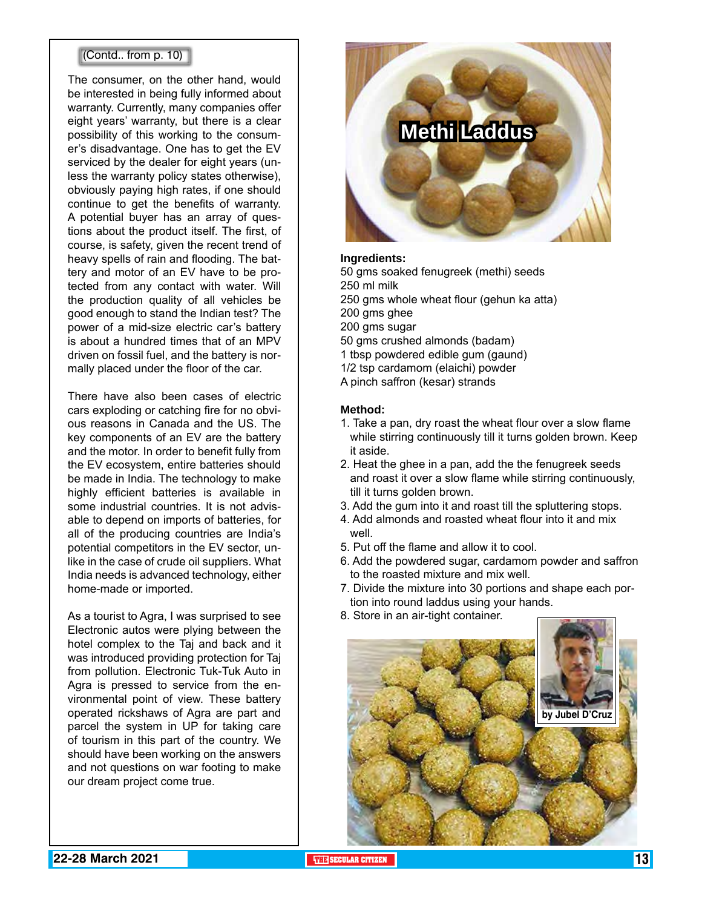(Contd.. from p. 10)

The consumer, on the other hand, would be interested in being fully informed about warranty. Currently, many companies offer eight years' warranty, but there is a clear possibility of this working to the consumer's disadvantage. One has to get the EV serviced by the dealer for eight years (unless the warranty policy states otherwise), obviously paying high rates, if one should continue to get the benefits of warranty. A potential buyer has an array of questions about the product itself. The first, of course, is safety, given the recent trend of heavy spells of rain and flooding. The battery and motor of an EV have to be protected from any contact with water. Will the production quality of all vehicles be good enough to stand the Indian test? The power of a mid-size electric car's battery is about a hundred times that of an MPV driven on fossil fuel, and the battery is normally placed under the floor of the car.

There have also been cases of electric cars exploding or catching fire for no obvious reasons in Canada and the US. The key components of an EV are the battery and the motor. In order to benefit fully from the EV ecosystem, entire batteries should be made in India. The technology to make highly efficient batteries is available in some industrial countries. It is not advisable to depend on imports of batteries, for all of the producing countries are India's potential competitors in the EV sector, unlike in the case of crude oil suppliers. What India needs is advanced technology, either home-made or imported.

As a tourist to Agra, I was surprised to see Electronic autos were plying between the hotel complex to the Taj and back and it was introduced providing protection for Taj from pollution. Electronic Tuk-Tuk Auto in Agra is pressed to service from the environmental point of view. These battery operated rickshaws of Agra are part and parcel the system in UP for taking care of tourism in this part of the country. We should have been working on the answers and not questions on war footing to make our dream project come true.

# Methi Laddus

**Ingredients:**

50 gms soaked fenugreek (methi) seeds
250 ml milk
250 gms whole wheat flour (gehun ka atta)
200 gms ghee
200 gms sugar
50 gms crushed almonds (badam)
1 tbsp powdered edible gum (gaund)
1/2 tsp cardamom (elaichi) powder
A pinch saffron (kesar) strands

**Method:**

1. Take a pan, dry roast the wheat flour over a slow flame while stirring continuously till it turns golden brown. Keep it aside.
2. Heat the ghee in a pan, add the fenugreek seeds and roast it over a slow flame while stirring continuously, till it turns golden brown.
3. Add the gum into it and roast till the spluttering stops.
4. Add almonds and roasted wheat flour into it and mix well.
5. Put off the flame and allow it to cool.
6. Add the powdered sugar, cardamom powder and saffron to the roasted mixture and mix well.
7. Divide the mixture into 30 portions and shape each portion into round laddus using your hands.
8. Store in an air-tight container.

by Jubel D'Cruz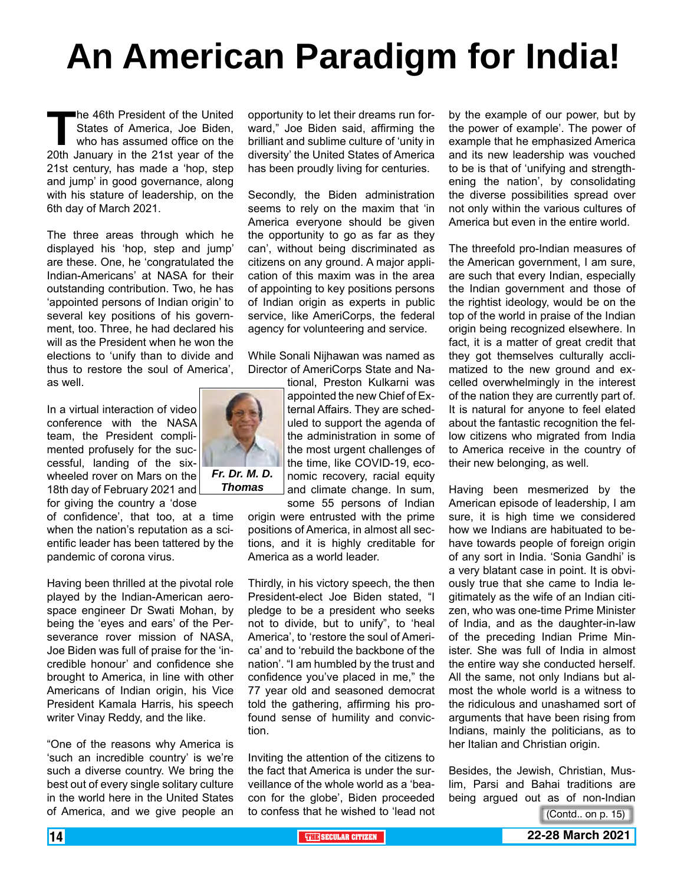# An American Paradigm for India!

The 46th President of the United States of America, Joe Biden, who has assumed office on the 20th January in the 21st year of the 21st century, has made a 'hop, step and jump' in good governance, along with his stature of leadership, on the 6th day of March 2021.

The three areas through which he displayed his 'hop, step and jump' are these. One, he 'congratulated the Indian-Americans' at NASA for their outstanding contribution. Two, he has 'appointed persons of Indian origin' to several key positions of his government, too. Three, he had declared his will as the President when he won the elections to 'unify than to divide and thus to restore the soul of America', as well.

In a virtual interaction of video conference with the NASA team, the President complimented profusely for the successful, landing of the six-wheeled rover on Mars on the 18th day of February 2021 and for giving the country a 'dose of confidence', that too, at a time when the nation's reputation as a scientific leader has been tattered by the pandemic of corona virus.

**Fr. Dr. M. D. Thomas**

Having been thrilled at the pivotal role played by the Indian-American aerospace engineer Dr Swati Mohan, by being the 'eyes and ears' of the Perseverance rover mission of NASA, Joe Biden was full of praise for the 'incredible honour' and confidence she brought to America, in line with other Americans of Indian origin, his Vice President Kamala Harris, his speech writer Vinay Reddy, and the like.

"One of the reasons why America is 'such an incredible country' is we're such a diverse country. We bring the best out of every single solitary culture in the world here in the United States of America, and we give people an opportunity to let their dreams run forward," Joe Biden said, affirming the brilliant and sublime culture of 'unity in diversity' the United States of America has been proudly living for centuries.

Secondly, the Biden administration seems to rely on the maxim that 'in America everyone should be given the opportunity to go as far as they can', without being discriminated as citizens on any ground. A major application of this maxim was in the area of appointing to key positions persons of Indian origin as experts in public service, like AmeriCorps, the federal agency for volunteering and service.

While Sonali Nijhawan was named as Director of AmeriCorps State and National, Preston Kulkarni was appointed the new Chief of External Affairs. They are scheduled to support the agenda of the administration in some of the most urgent challenges of the time, like COVID-19, economic recovery, racial equity and climate change. In sum, some 55 persons of Indian origin were entrusted with the prime positions of America, in almost all sections, and it is highly creditable for America as a world leader.

Thirdly, in his victory speech, the then President-elect Joe Biden stated, "I pledge to be a president who seeks not to divide, but to unify", to 'heal America', to 'restore the soul of America' and to 'rebuild the backbone of the nation'. "I am humbled by the trust and confidence you've placed in me," the 77 year old and seasoned democrat told the gathering, affirming his profound sense of humility and conviction.

Inviting the attention of the citizens to the fact that America is under the surveillance of the whole world as a 'beacon for the globe', Biden proceeded to confess that he wished to 'lead not by the example of our power, but by the power of example'. The power of example that he emphasized America and its new leadership was vouched to be is that of 'unifying and strengthening the nation', by consolidating the diverse possibilities spread over not only within the various cultures of America but even in the entire world.

The threefold pro-Indian measures of the American government, I am sure, are such that every Indian, especially the Indian government and those of the rightist ideology, would be on the top of the world in praise of the Indian origin being recognized elsewhere. In fact, it is a matter of great credit that they got themselves culturally acclimatized to the new ground and excelled overwhelmingly in the interest of the nation they are currently part of. It is natural for anyone to feel elated about the fantastic recognition the fellow citizens who migrated from India to America receive in the country of their new belonging, as well.

Having been mesmerized by the American episode of leadership, I am sure, it is high time we considered how we Indians are habituated to behave towards people of foreign origin of any sort in India. 'Sonia Gandhi' is a very blatant case in point. It is obviously true that she came to India legitimately as the wife of an Indian citizen, who was one-time Prime Minister of India, and as the daughter-in-law of the preceding Indian Prime Minister. She was full of India in almost the entire way she conducted herself. All the same, not only Indians but almost the whole world is a witness to the ridiculous and unashamed sort of arguments that have been rising from Indians, mainly the politicians, as to her Italian and Christian origin.

Besides, the Jewish, Christian, Muslim, Parsi and Bahai traditions are being argued out as of non-Indian

(Contd.. on p. 15)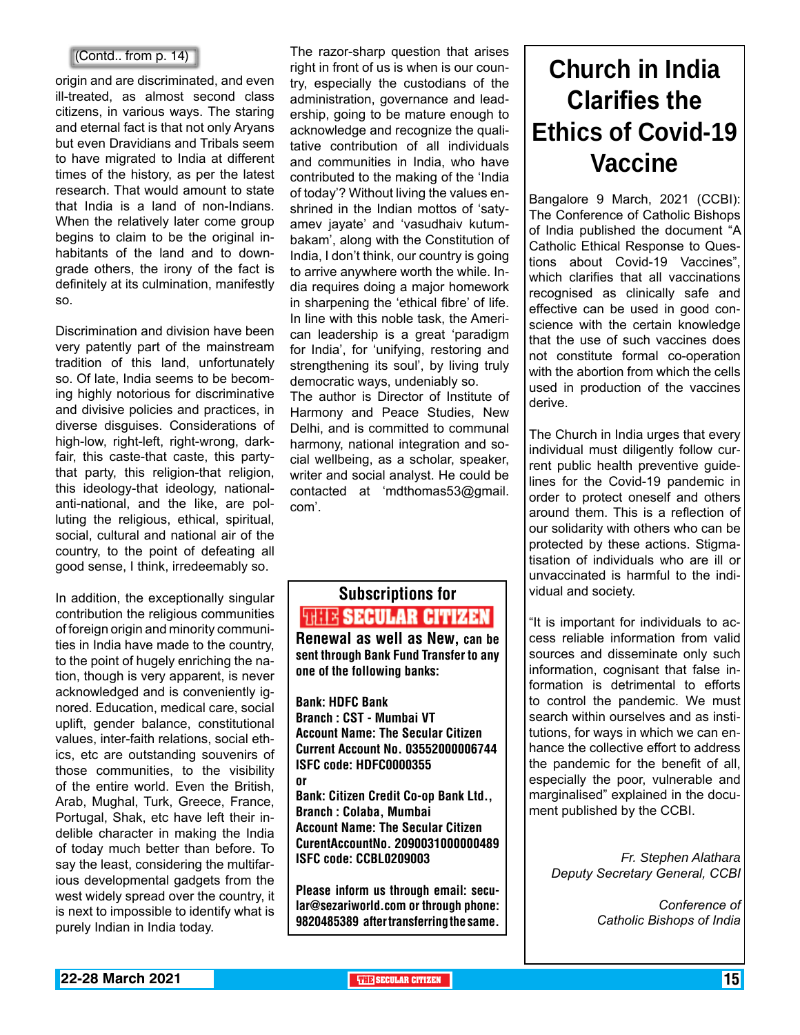(Contd.. from p. 14)

origin and are discriminated, and even ill-treated, as almost second class citizens, in various ways. The staring and eternal fact is that not only Aryans but even Dravidians and Tribals seem to have migrated to India at different times of the history, as per the latest research. That would amount to state that India is a land of non-Indians. When the relatively later come group begins to claim to be the original inhabitants of the land and to downgrade others, the irony of the fact is definitely at its culmination, manifestly so.

Discrimination and division have been very patently part of the mainstream tradition of this land, unfortunately so. Of late, India seems to be becoming highly notorious for discriminative and divisive policies and practices, in diverse disguises. Considerations of high-low, right-left, right-wrong, dark-fair, this caste-that caste, this party-that party, this religion-that religion, this ideology-that ideology, national-anti-national, and the like, are polluting the religious, ethical, spiritual, social, cultural and national air of the country, to the point of defeating all good sense, I think, irredeemably so.

In addition, the exceptionally singular contribution the religious communities of foreign origin and minority communities in India have made to the country, to the point of hugely enriching the nation, though is very apparent, is never acknowledged and is conveniently ignored. Education, medical care, social uplift, gender balance, constitutional values, inter-faith relations, social ethics, etc are outstanding souvenirs of those communities, to the visibility of the entire world. Even the British, Arab, Mughal, Turk, Greece, France, Portugal, Shak, etc have left their indelible character in making the India of today much better than before. To say the least, considering the multifarious developmental gadgets from the west widely spread over the country, it is next to impossible to identify what is purely Indian in India today.

The razor-sharp question that arises right in front of us is when is our country, especially the custodians of the administration, governance and leadership, going to be mature enough to acknowledge and recognize the qualitative contribution of all individuals and communities in India, who have contributed to the making of the 'India of today'? Without living the values enshrined in the Indian mottos of 'satyamev jayate' and 'vasudhaiv kutumbakam', along with the Constitution of India, I don't think, our country is going to arrive anywhere worth the while. India requires doing a major homework in sharpening the 'ethical fibre' of life. In line with this noble task, the American leadership is a great 'paradigm for India', for 'unifying, restoring and strengthening its soul', by living truly democratic ways, undeniably so.

The author is Director of Institute of Harmony and Peace Studies, New Delhi, and is committed to communal harmony, national integration and social wellbeing, as a scholar, speaker, writer and social analyst. He could be contacted at 'mdthomas53@gmail.com'.

**Subscriptions for THE SECULAR CITIZEN**

**Renewal as well as New, can be sent through Bank Fund Transfer to any one of the following banks:**

**Bank: HDFC Bank**
**Branch : CST - Mumbai VT**
**Account Name: The Secular Citizen**
**Current Account No. 03552000006744**
**ISFC code: HDFC0000355**
**or**
**Bank: Citizen Credit Co-op Bank Ltd.,**
**Branch : Colaba, Mumbai**
**Account Name: The Secular Citizen**
**CurentAccountNo. 2090031000000489**
**ISFC code: CCBL0209003**

**Please inform us through email: secular@sezariworld.com or through phone: 9820485389 after transferring the same.**

# Church in India Clarifies the Ethics of Covid-19 Vaccine

Bangalore 9 March, 2021 (CCBI): The Conference of Catholic Bishops of India published the document "A Catholic Ethical Response to Questions about Covid-19 Vaccines", which clarifies that all vaccinations recognised as clinically safe and effective can be used in good conscience with the certain knowledge that the use of such vaccines does not constitute formal co-operation with the abortion from which the cells used in production of the vaccines derive.

The Church in India urges that every individual must diligently follow current public health preventive guidelines for the Covid-19 pandemic in order to protect oneself and others around them. This is a reflection of our solidarity with others who can be protected by these actions. Stigmatisation of individuals who are ill or unvaccinated is harmful to the individual and society.

"It is important for individuals to access reliable information from valid sources and disseminate only such information, cognisant that false information is detrimental to efforts to control the pandemic. We must search within ourselves and as institutions, for ways in which we can enhance the collective effort to address the pandemic for the benefit of all, especially the poor, vulnerable and marginalised" explained in the document published by the CCBI.

*Fr. Stephen Alathara*
*Deputy Secretary General, CCBI*

*Conference of Catholic Bishops of India*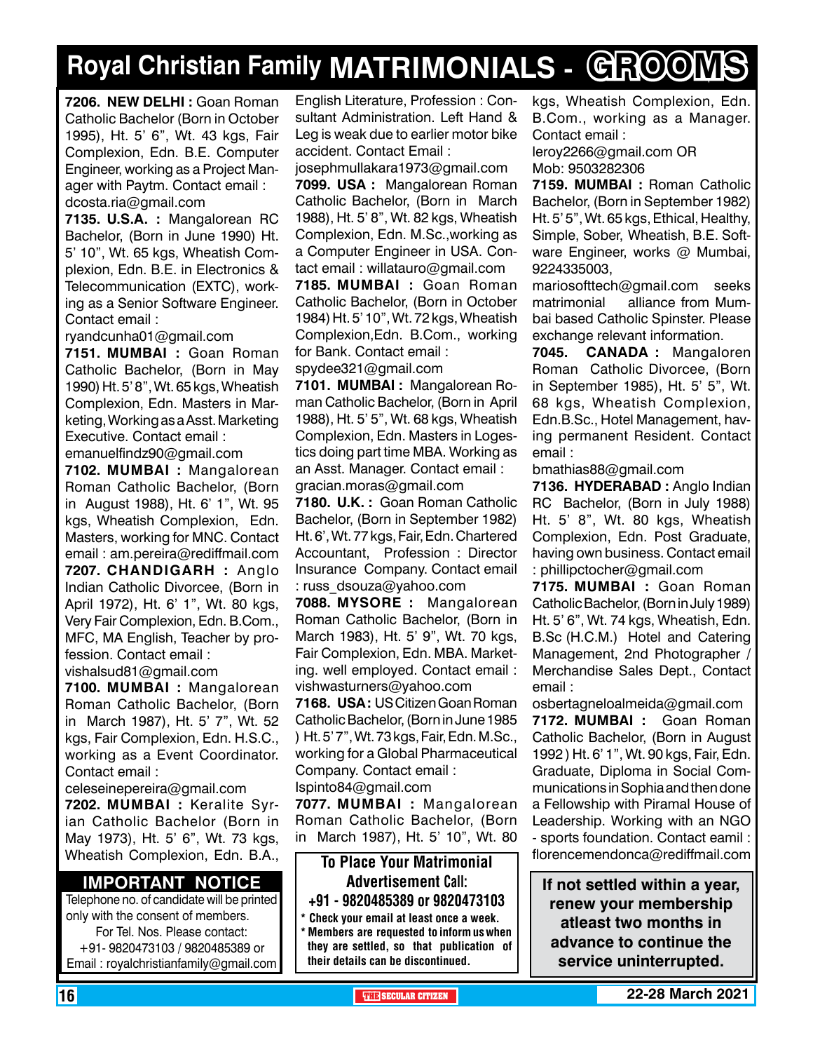# Royal Christian Family MATRIMONIALS - GROOMS

**7206. NEW DELHI :** Goan Roman Catholic Bachelor (Born in October 1995), Ht. 5' 6", Wt. 43 kgs, Fair Complexion, Edn. B.E. Computer Engineer, working as a Project Manager with Paytm. Contact email : dcosta.ria@gmail.com

**7135. U.S.A. :** Mangalorean RC Bachelor, (Born in June 1990) Ht. 5' 10", Wt. 65 kgs, Wheatish Complexion, Edn. B.E. in Electronics & Telecommunication (EXTC), working as a Senior Software Engineer. Contact email : ryandcunha01@gmail.com

**7151. MUMBAI :** Goan Roman Catholic Bachelor, (Born in May 1990) Ht. 5' 8", Wt. 65 kgs, Wheatish Complexion, Edn. Masters in Marketing, Working as a Asst. Marketing Executive. Contact email : emanuelfindz90@gmail.com

**7102. MUMBAI :** Mangalorean Roman Catholic Bachelor, (Born in August 1988), Ht. 6' 1", Wt. 95 kgs, Wheatish Complexion, Edn. Masters, working for MNC. Contact email : am.pereira@rediffmail.com

**7207. CHANDIGARH :** Anglo Indian Catholic Divorcee, (Born in April 1972), Ht. 6' 1", Wt. 80 kgs, Very Fair Complexion, Edn. B.Com., MFC, MA English, Teacher by profession. Contact email : vishalsud81@gmail.com

**7100. MUMBAI :** Mangalorean Roman Catholic Bachelor, (Born in March 1987), Ht. 5' 7", Wt. 52 kgs, Fair Complexion, Edn. H.S.C., working as a Event Coordinator. Contact email : celeseinepereira@gmail.com

**7202. MUMBAI :** Keralite Syrian Catholic Bachelor (Born in May 1973), Ht. 5' 6", Wt. 73 kgs, Wheatish Complexion, Edn. B.A., English Literature, Profession : Consultant Administration. Left Hand & Leg is weak due to earlier motor bike accident. Contact Email : josephmullakara1973@gmail.com

**7099. USA :** Mangalorean Roman Catholic Bachelor, (Born in March 1988), Ht. 5' 8", Wt. 82 kgs, Wheatish Complexion, Edn. M.Sc.,working as a Computer Engineer in USA. Contact email : willatauro@gmail.com

**7185. MUMBAI :** Goan Roman Catholic Bachelor, (Born in October 1984) Ht. 5' 10", Wt. 72 kgs, Wheatish Complexion,Edn. B.Com., working for Bank. Contact email : spydee321@gmail.com

**7101. MUMBAI :** Mangalorean Roman Catholic Bachelor, (Born in April 1988), Ht. 5' 5", Wt. 68 kgs, Wheatish Complexion, Edn. Masters in Logestics doing part time MBA. Working as an Asst. Manager. Contact email : gracian.moras@gmail.com

**7180. U.K. :** Goan Roman Catholic Bachelor, (Born in September 1982) Ht. 6', Wt. 77 kgs, Fair, Edn. Chartered Accountant, Profession : Director Insurance Company. Contact email : russ_dsouza@yahoo.com

**7088. MYSORE :** Mangalorean Roman Catholic Bachelor, (Born in March 1983), Ht. 5' 9", Wt. 70 kgs, Fair Complexion, Edn. MBA. Marketing. well employed. Contact email : vishwasturners@yahoo.com

**7168. USA:** US Citizen Goan Roman Catholic Bachelor, (Born in June 1985 ) Ht. 5' 7", Wt. 73 kgs, Fair, Edn. M.Sc., working for a Global Pharmaceutical Company. Contact email : lspinto84@gmail.com

**7077. MUMBAI :** Mangalorean Roman Catholic Bachelor, (Born in March 1987), Ht. 5' 10", Wt. 80 kgs, Wheatish Complexion, Edn. B.Com., working as a Manager. Contact email : leroy2266@gmail.com OR Mob: 9503282306

**7159. MUMBAI :** Roman Catholic Bachelor, (Born in September 1982) Ht. 5' 5", Wt. 65 kgs, Ethical, Healthy, Simple, Sober, Wheatish, B.E. Software Engineer, works @ Mumbai, 9224335003, mariosofttech@gmail.com seeks matrimonial alliance from Mumbai based Catholic Spinster. Please exchange relevant information.

**7045. CANADA :** Mangaloren Roman Catholic Divorcee, (Born in September 1985), Ht. 5' 5", Wt. 68 kgs, Wheatish Complexion, Edn.B.Sc., Hotel Management, having permanent Resident. Contact email : bmathias88@gmail.com

**7136. HYDERABAD :** Anglo Indian RC Bachelor, (Born in July 1988) Ht. 5' 8", Wt. 80 kgs, Wheatish Complexion, Edn. Post Graduate, having own business. Contact email : phillipctocher@gmail.com

**7175. MUMBAI :** Goan Roman Catholic Bachelor, (Born in July 1989) Ht. 5' 6", Wt. 74 kgs, Wheatish, Edn. B.Sc (H.C.M.) Hotel and Catering Management, 2nd Photographer / Merchandise Sales Dept., Contact email : osbertagneloalmeida@gmail.com

**7172. MUMBAI :** Goan Roman Catholic Bachelor, (Born in August 1992 ) Ht. 6' 1", Wt. 90 kgs, Fair, Edn. Graduate, Diploma in Social Communications in Sophia and then done a Fellowship with Piramal House of Leadership. Working with an NGO - sports foundation. Contact eamil : florencemendonca@rediffmail.com

## IMPORTANT NOTICE

Telephone no. of candidate will be printed only with the consent of members.
For Tel. Nos. Please contact:
+91- 9820473103 / 9820485389 or
Email : royalchristianfamily@gmail.com

**To Place Your Matrimonial Advertisement Call:**
**+91 - 9820485389 or 9820473103**

- Check your email at least once a week.
- Members are requested to inform us when they are settled, so that publication of their details can be discontinued.

**If not settled within a year, renew your membership atleast two months in advance to continue the service uninterrupted.**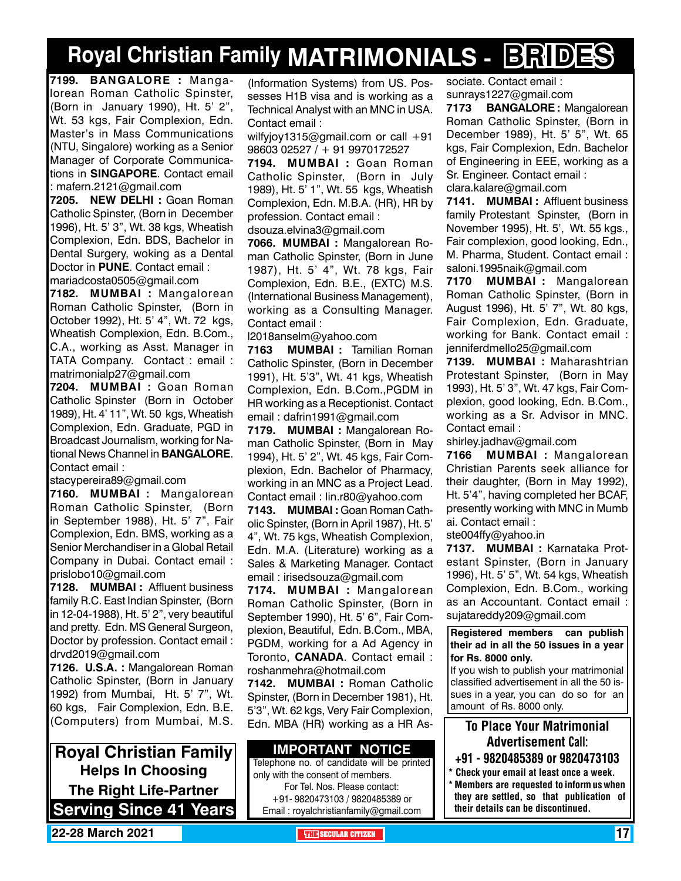# Royal Christian Family MATRIMONIALS - BRIDES

**7199. BANGALORE :** Mangalorean Roman Catholic Spinster, (Born in January 1990), Ht. 5' 2", Wt. 53 kgs, Fair Complexion, Edn. Master's in Mass Communications (NTU, Singalore) working as a Senior Manager of Corporate Communications in **SINGAPORE**. Contact email : mafern.2121@gmail.com

**7205. NEW DELHI :** Goan Roman Catholic Spinster, (Born in December 1996), Ht. 5' 3", Wt. 38 kgs, Wheatish Complexion, Edn. BDS, Bachelor in Dental Surgery, woking as a Dental Doctor in **PUNE**. Contact email : mariadcosta0505@gmail.com

**7182. MUMBAI :** Mangalorean Roman Catholic Spinster, (Born in October 1992), Ht. 5' 4", Wt. 72 kgs, Wheatish Complexion, Edn. B.Com., C.A., working as Asst. Manager in TATA Company. Contact : email : matrimonialp27@gmail.com

**7204. MUMBAI :** Goan Roman Catholic Spinster (Born in October 1989), Ht. 4' 11", Wt. 50 kgs, Wheatish Complexion, Edn. Graduate, PGD in Broadcast Journalism, working for National News Channel in **BANGALORE**. Contact email : stacypereira89@gmail.com

**7160. MUMBAI :** Mangalorean Roman Catholic Spinster, (Born in September 1988), Ht. 5' 7", Fair Complexion, Edn. BMS, working as a Senior Merchandiser in a Global Retail Company in Dubai. Contact email : prislobo10@gmail.com

**7128. MUMBAI :** Affluent business family R.C. East Indian Spinster, (Born in 12-04-1988), Ht. 5' 2", very beautiful and pretty. Edn. MS General Surgeon, Doctor by profession. Contact email : drvd2019@gmail.com

**7126. U.S.A. :** Mangalorean Roman Catholic Spinster, (Born in January 1992) from Mumbai, Ht. 5' 7", Wt. 60 kgs, Fair Complexion, Edn. B.E. (Computers) from Mumbai, M.S. (Information Systems) from US. Possesses H1B visa and is working as a Technical Analyst with an MNC in USA. Contact email : wilfyjoy1315@gmail.com or call +91 98603 02527 / + 91 9970172527

**7194. MUMBAI :** Goan Roman Catholic Spinster, (Born in July 1989), Ht. 5' 1", Wt. 55 kgs, Wheatish Complexion, Edn. M.B.A. (HR), HR by profession. Contact email : dsouza.elvina3@gmail.com

**7066. MUMBAI :** Mangalorean Roman Catholic Spinster, (Born in June 1987), Ht. 5' 4", Wt. 78 kgs, Fair Complexion, Edn. B.E., (EXTC) M.S. (International Business Management), working as a Consulting Manager. Contact email : l2018anselm@yahoo.com

**7163 MUMBAI :** Tamilian Roman Catholic Spinster, (Born in December 1991), Ht. 5'3", Wt. 41 kgs, Wheatish Complexion, Edn. B.Com.,PGDM in HR working as a Receptionist. Contact email : dafrin1991@gmail.com

**7179. MUMBAI :** Mangalorean Roman Catholic Spinster, (Born in May 1994), Ht. 5' 2", Wt. 45 kgs, Fair Complexion, Edn. Bachelor of Pharmacy, working in an MNC as a Project Lead. Contact email : lin.r80@yahoo.com

**7143. MUMBAI :** Goan Roman Catholic Spinster, (Born in April 1987), Ht. 5' 4", Wt. 75 kgs, Wheatish Complexion, Edn. M.A. (Literature) working as a Sales & Marketing Manager. Contact email : irisedsouza@gmail.com

**7174. MUMBAI :** Mangalorean Roman Catholic Spinster, (Born in September 1990), Ht. 5' 6", Fair Complexion, Beautiful, Edn. B.Com., MBA, PGDM, working for a Ad Agency in Toronto, **CANADA**. Contact email : roshanmehra@hotmail.com

**7142. MUMBAI :** Roman Catholic Spinster, (Born in December 1981), Ht. 5'3", Wt. 62 kgs, Very Fair Complexion, Edn. MBA (HR) working as a HR Associate. Contact email : sunrays1227@gmail.com

**7173 BANGALORE :** Mangalorean Roman Catholic Spinster, (Born in December 1989), Ht. 5' 5", Wt. 65 kgs, Fair Complexion, Edn. Bachelor of Engineering in EEE, working as a Sr. Engineer. Contact email : clara.kalare@gmail.com

**7141. MUMBAI :** Affluent business family Protestant Spinster, (Born in November 1995), Ht. 5', Wt. 55 kgs., Fair complexion, good looking, Edn., M. Pharma, Student. Contact email : saloni.1995naik@gmail.com

**7170 MUMBAI :** Mangalorean Roman Catholic Spinster, (Born in August 1996), Ht. 5' 7", Wt. 80 kgs, Fair Complexion, Edn. Graduate, working for Bank. Contact email : jenniferdmello25@gmail.com

**7139. MUMBAI :** Maharashtrian Protestant Spinster, (Born in May 1993), Ht. 5' 3", Wt. 47 kgs, Fair Complexion, good looking, Edn. B.Com., working as a Sr. Advisor in MNC. Contact email : shirley.jadhav@gmail.com

**7166 MUMBAI :** Mangalorean Christian Parents seek alliance for their daughter, (Born in May 1992), Ht. 5'4", having completed her BCAF, presently working with MNC in Mumbai. Contact email : ste004ffy@yahoo.in

**7137. MUMBAI :** Karnataka Protestant Spinster, (Born in January 1996), Ht. 5' 5", Wt. 54 kgs, Wheatish Complexion, Edn. B.Com., working as an Accountant. Contact email : sujatareddy209@gmail.com

**Registered members can publish their ad in all the 50 issues in a year for Rs. 8000 only.**
If you wish to publish your matrimonial classified advertisement in all the 50 issues in a year, you can do so for an amount of Rs. 8000 only.

**Royal Christian Family**
**Helps In Choosing**
**The Right Life-Partner**
**Serving Since 41 Years**

**IMPORTANT NOTICE**
Telephone no. of candidate will be printed only with the consent of members.
For Tel. Nos. Please contact:
+91- 9820473103 / 9820485389 or
Email : royalchristianfamily@gmail.com

**To Place Your Matrimonial Advertisement Call:**
**+91 - 9820485389 or 9820473103**
- \* Check your email at least once a week.
- \* Members are requested to inform us when they are settled, so that publication of their details can be discontinued.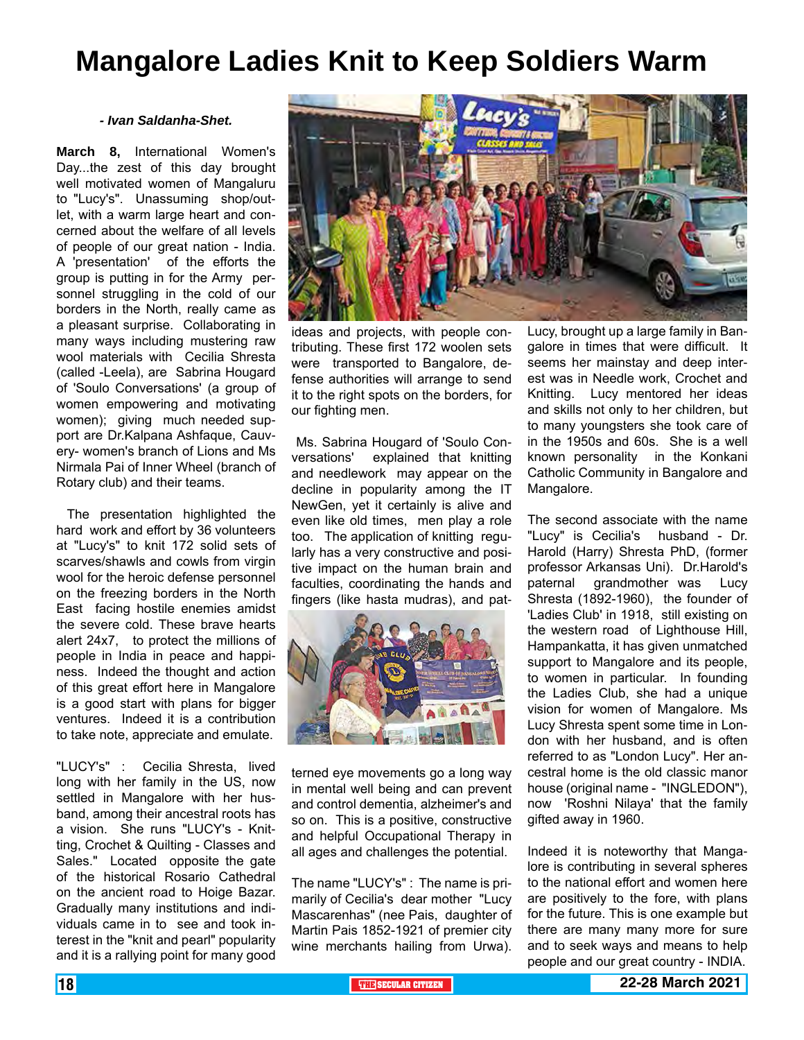# Mangalore Ladies Knit to Keep Soldiers Warm

***- Ivan Saldanha-Shet.***

**March 8,** International Women's Day...the zest of this day brought well motivated women of Mangaluru to "Lucy's". Unassuming shop/outlet, with a warm large heart and concerned about the welfare of all levels of people of our great nation - India. A 'presentation' of the efforts the group is putting in for the Army personnel struggling in the cold of our borders in the North, really came as a pleasant surprise. Collaborating in many ways including mustering raw wool materials with Cecilia Shresta (called -Leela), are Sabrina Hougard of 'Soulo Conversations' (a group of women empowering and motivating women); giving much needed support are Dr.Kalpana Ashfaque, Cauvery- women's branch of Lions and Ms Nirmala Pai of Inner Wheel (branch of Rotary club) and their teams.

The presentation highlighted the hard work and effort by 36 volunteers at "Lucy's" to knit 172 solid sets of scarves/shawls and cowls from virgin wool for the heroic defense personnel on the freezing borders in the North East facing hostile enemies amidst the severe cold. These brave hearts alert 24x7, to protect the millions of people in India in peace and happiness. Indeed the thought and action of this great effort here in Mangalore is a good start with plans for bigger ventures. Indeed it is a contribution to take note, appreciate and emulate.

"LUCY's" : Cecilia Shresta, lived long with her family in the US, now settled in Mangalore with her husband, among their ancestral roots has a vision. She runs "LUCY's - Knitting, Crochet & Quilting - Classes and Sales." Located opposite the gate of the historical Rosario Cathedral on the ancient road to Hoige Bazar. Gradually many institutions and individuals came in to see and took interest in the "knit and pearl" popularity and it is a rallying point for many good ideas and projects, with people contributing. These first 172 woolen sets were transported to Bangalore, defense authorities will arrange to send it to the right spots on the borders, for our fighting men.

Ms. Sabrina Hougard of 'Soulo Conversations' explained that knitting and needlework may appear on the decline in popularity among the IT NewGen, yet it certainly is alive and even like old times, men play a role too. The application of knitting regularly has a very constructive and positive impact on the human brain and faculties, coordinating the hands and fingers (like hasta mudras), and patterned eye movements go a long way in mental well being and can prevent and control dementia, alzheimer's and so on. This is a positive, constructive and helpful Occupational Therapy in all ages and challenges the potential.

The name "LUCY's" : The name is primarily of Cecilia's dear mother "Lucy Mascarenhas" (nee Pais, daughter of Martin Pais 1852-1921 of premier city wine merchants hailing from Urwa). Lucy, brought up a large family in Bangalore in times that were difficult. It seems her mainstay and deep interest was in Needle work, Crochet and Knitting. Lucy mentored her ideas and skills not only to her children, but to many youngsters she took care of in the 1950s and 60s. She is a well known personality in the Konkani Catholic Community in Bangalore and Mangalore.

The second associate with the name "Lucy" is Cecilia's husband - Dr. Harold (Harry) Shresta PhD, (former professor Arkansas Uni). Dr.Harold's paternal grandmother was Lucy Shresta (1892-1960), the founder of 'Ladies Club' in 1918, still existing on the western road of Lighthouse Hill, Hampankatta, it has given unmatched support to Mangalore and its people, to women in particular. In founding the Ladies Club, she had a unique vision for women of Mangalore. Ms Lucy Shresta spent some time in London with her husband, and is often referred to as "London Lucy". Her ancestral home is the old classic manor house (original name - "INGLEDON"), now 'Roshni Nilaya' that the family gifted away in 1960.

Indeed it is noteworthy that Mangalore is contributing in several spheres to the national effort and women here are positively to the fore, with plans for the future. This is one example but there are many many more for sure and to seek ways and means to help people and our great country - INDIA.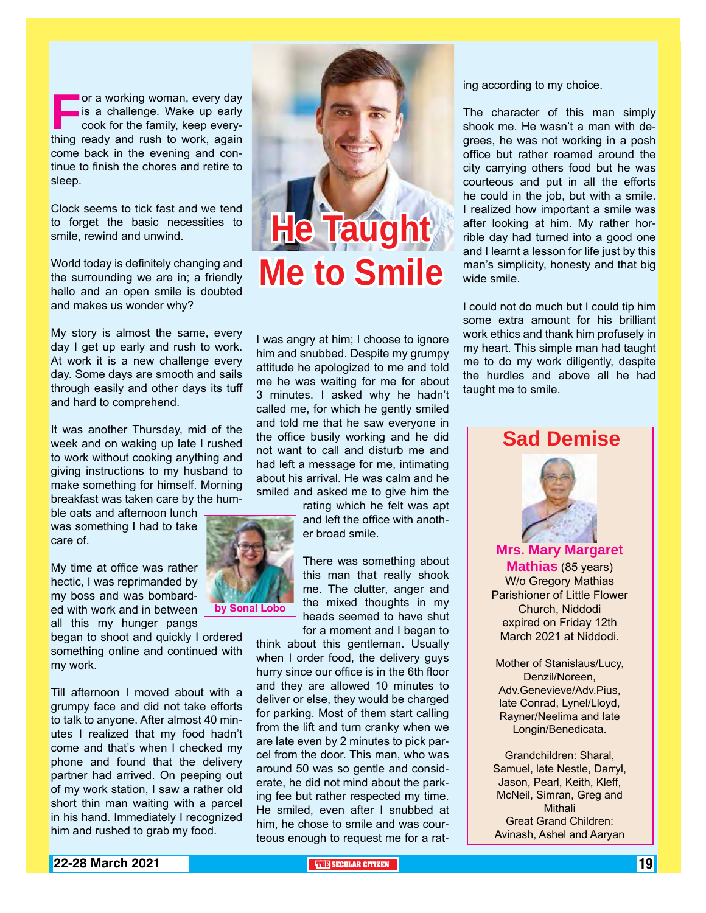# He Taught Me to Smile

by Sonal Lobo

For a working woman, every day is a challenge. Wake up early cook for the family, keep everything ready and rush to work, again come back in the evening and continue to finish the chores and retire to sleep.

Clock seems to tick fast and we tend to forget the basic necessities to smile, rewind and unwind.

World today is definitely changing and the surrounding we are in; a friendly hello and an open smile is doubted and makes us wonder why?

My story is almost the same, every day I get up early and rush to work. At work it is a new challenge every day. Some days are smooth and sails through easily and other days its tuff and hard to comprehend.

It was another Thursday, mid of the week and on waking up late I rushed to work without cooking anything and giving instructions to my husband to make something for himself. Morning breakfast was taken care by the humble oats and afternoon lunch was something I had to take care of.

My time at office was rather hectic, I was reprimanded by my boss and was bombarded with work and in between all this my hunger pangs began to shoot and quickly I ordered something online and continued with my work.

Till afternoon I moved about with a grumpy face and did not take efforts to talk to anyone. After almost 40 minutes I realized that my food hadn't come and that's when I checked my phone and found that the delivery partner had arrived. On peeping out of my work station, I saw a rather old short thin man waiting with a parcel in his hand. Immediately I recognized him and rushed to grab my food.

I was angry at him; I choose to ignore him and snubbed. Despite my grumpy attitude he apologized to me and told me he was waiting for me for about 3 minutes. I asked why he hadn't called me, for which he gently smiled and told me that he saw everyone in the office busily working and he did not want to call and disturb me and had left a message for me, intimating about his arrival. He was calm and he smiled and asked me to give him the rating which he felt was apt and left the office with another broad smile.

There was something about this man that really shook me. The clutter, anger and the mixed thoughts in my heads seemed to have shut for a moment and I began to think about this gentleman. Usually when I order food, the delivery guys hurry since our office is in the 6th floor and they are allowed 10 minutes to deliver or else, they would be charged for parking. Most of them start calling from the lift and turn cranky when we are late even by 2 minutes to pick parcel from the door. This man, who was around 50 was so gentle and considerate, he did not mind about the parking fee but rather respected my time. He smiled, even after I snubbed at him, he chose to smile and was courteous enough to request me for a rating according to my choice.

The character of this man simply shook me. He wasn't a man with degrees, he was not working in a posh office but rather roamed around the city carrying others food but he was courteous and put in all the efforts he could in the job, but with a smile. I realized how important a smile was after looking at him. My rather horrible day had turned into a good one and I learnt a lesson for life just by this man's simplicity, honesty and that big wide smile.

I could not do much but I could tip him some extra amount for his brilliant work ethics and thank him profusely in my heart. This simple man had taught me to do my work diligently, despite the hurdles and above all he had taught me to smile.

## Sad Demise

**Mrs. Mary Margaret Mathias** (85 years)
W/o Gregory Mathias
Parishioner of Little Flower Church, Niddodi
expired on Friday 12th March 2021 at Niddodi.

Mother of Stanislaus/Lucy, Denzil/Noreen, Adv.Genevieve/Adv.Pius, late Conrad, Lynel/Lloyd, Rayner/Neelima and late Longin/Benedicata.

Grandchildren: Sharal, Samuel, late Nestle, Darryl, Jason, Pearl, Keith, Kleff, McNeil, Simran, Greg and Mithali
Great Grand Children: Avinash, Ashel and Aaryan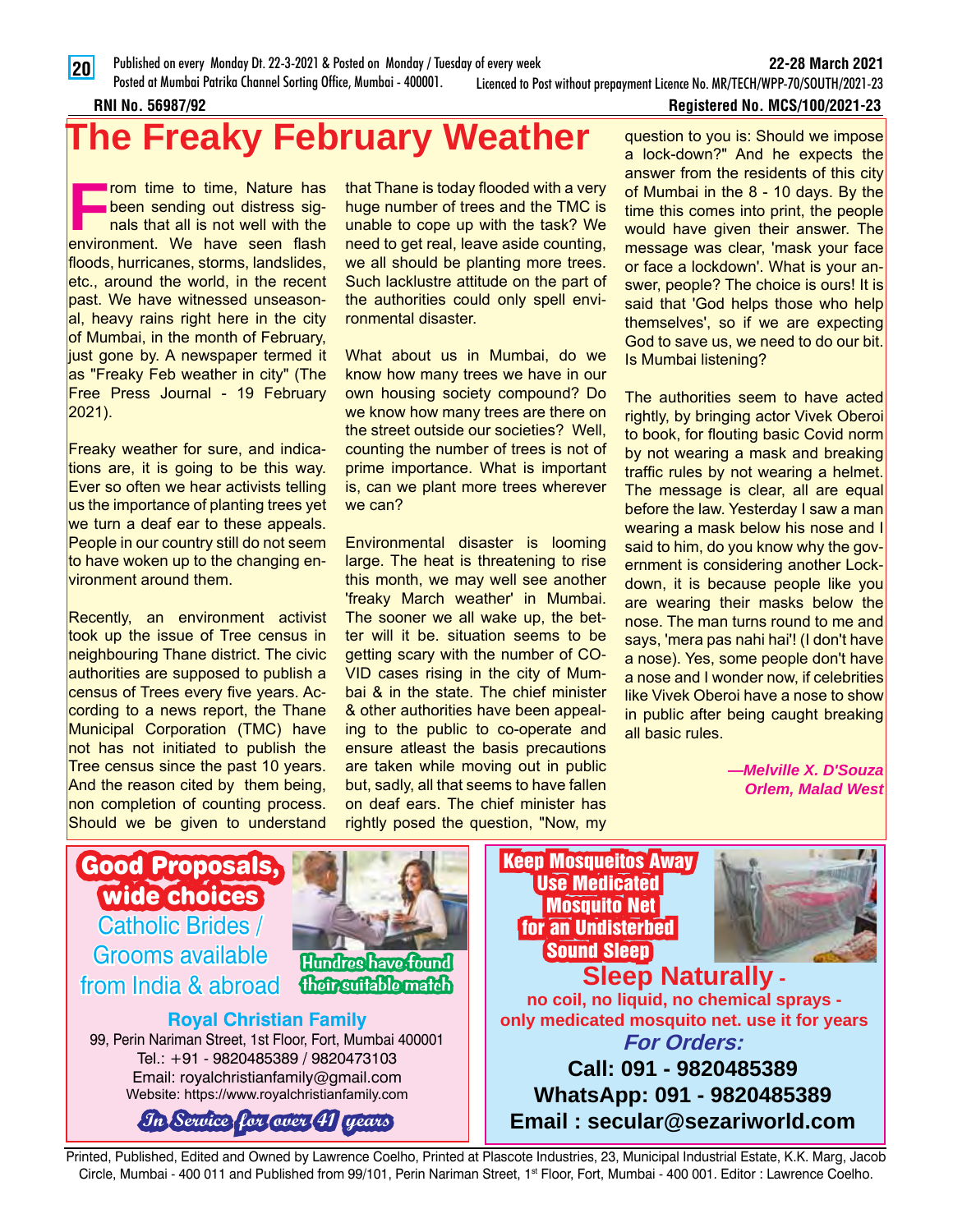# The Freaky February Weather

From time to time, Nature has been sending out distress signals that all is not well with the environment. We have seen flash floods, hurricanes, storms, landslides, etc., around the world, in the recent past. We have witnessed unseasonal, heavy rains right here in the city of Mumbai, in the month of February, just gone by. A newspaper termed it as "Freaky Feb weather in city" (The Free Press Journal - 19 February 2021).

Freaky weather for sure, and indications are, it is going to be this way. Ever so often we hear activists telling us the importance of planting trees yet we turn a deaf ear to these appeals. People in our country still do not seem to have woken up to the changing environment around them.

Recently, an environment activist took up the issue of Tree census in neighbouring Thane district. The civic authorities are supposed to publish a census of Trees every five years. According to a news report, the Thane Municipal Corporation (TMC) have not has not initiated to publish the Tree census since the past 10 years. And the reason cited by them being, non completion of counting process. Should we be given to understand that Thane is today flooded with a very huge number of trees and the TMC is unable to cope up with the task? We need to get real, leave aside counting, we all should be planting more trees. Such lacklustre attitude on the part of the authorities could only spell environmental disaster.

What about us in Mumbai, do we know how many trees we have in our own housing society compound? Do we know how many trees are there on the street outside our societies? Well, counting the number of trees is not of prime importance. What is important is, can we plant more trees wherever we can?

Environmental disaster is looming large. The heat is threatening to rise this month, we may well see another 'freaky March weather' in Mumbai. The sooner we all wake up, the better will it be. situation seems to be getting scary with the number of COVID cases rising in the city of Mumbai & in the state. The chief minister & other authorities have been appealing to the public to co-operate and ensure atleast the basis precautions are taken while moving out in public but, sadly, all that seems to have fallen on deaf ears. The chief minister has rightly posed the question, "Now, my question to you is: Should we impose a lock-down?" And he expects the answer from the residents of this city of Mumbai in the 8 - 10 days. By the time this comes into print, the people would have given their answer. The message was clear, 'mask your face or face a lockdown'. What is your answer, people? The choice is ours! It is said that 'God helps those who help themselves', so if we are expecting God to save us, we need to do our bit. Is Mumbai listening?

The authorities seem to have acted rightly, by bringing actor Vivek Oberoi to book, for flouting basic Covid norm by not wearing a mask and breaking traffic rules by not wearing a helmet. The message is clear, all are equal before the law. Yesterday I saw a man wearing a mask below his nose and I said to him, do you know why the government is considering another Lockdown, it is because people like you are wearing their masks below the nose. The man turns round to me and says, 'mera pas nahi hai'! (I don't have a nose). Yes, some people don't have a nose and I wonder now, if celebrities like Vivek Oberoi have a nose to show in public after being caught breaking all basic rules.

***—Melville X. D'Souza***
***Orlem, Malad West***

---

**Good Proposals, wide choices**

Catholic Brides / Grooms available from India & abroad

Hundres have found their suitable match

**Royal Christian Family**
99, Perin Nariman Street, 1st Floor, Fort, Mumbai 400001
Tel.: +91 - 9820485389 / 9820473103
Email: royalchristianfamily@gmail.com
Website: https://www.royalchristianfamily.com

*In Service for over 41 years*

---

**Keep Mosqueitos Away Use Medicated Mosquito Net for an Undisterbed Sound Sleep**

**Sleep Naturally -**
**no coil, no liquid, no chemical sprays - only medicated mosquito net. use it for years**

***For Orders:***
**Call: 091 - 9820485389**
**WhatsApp: 091 - 9820485389**
**Email : secular@sezariworld.com**

---

Printed, Published, Edited and Owned by Lawrence Coelho, Printed at Plascote Industries, 23, Municipal Industrial Estate, K.K. Marg, Jacob Circle, Mumbai - 400 011 and Published from 99/101, Perin Nariman Street, 1st Floor, Fort, Mumbai - 400 001. Editor : Lawrence Coelho.